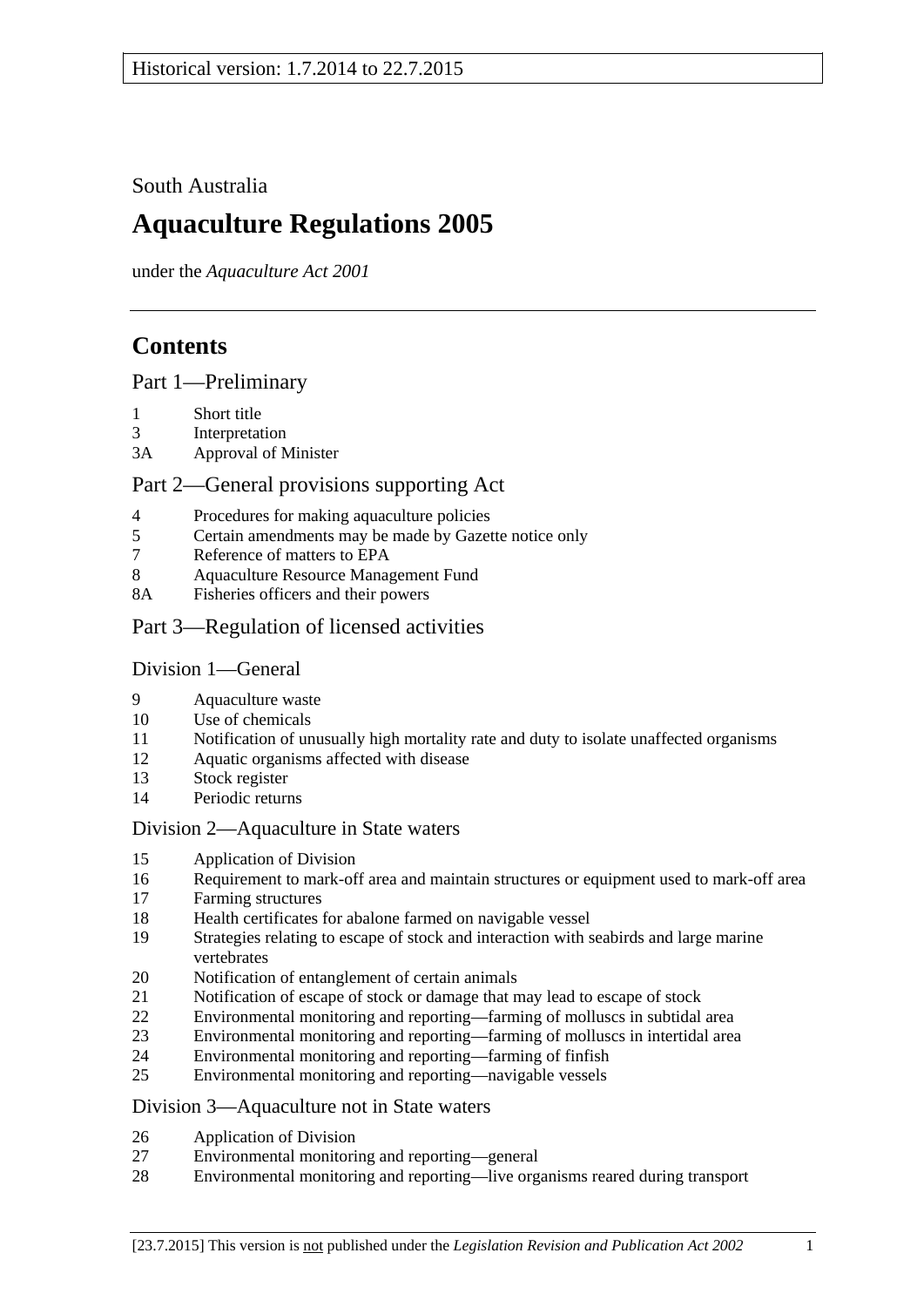Historical version: 1.7.2014 to 22.7.2015

South Australia

# Aquaculture Regulations 2005

under the *Aquaculture Act 2001*

## Contents

### Part 1—Preliminary

1 Short title
3 Interpretation
3A Approval of Minister

### Part 2—General provisions supporting Act

4 Procedures for making aquaculture policies
5 Certain amendments may be made by Gazette notice only
7 Reference of matters to EPA
8 Aquaculture Resource Management Fund
8A Fisheries officers and their powers

### Part 3—Regulation of licensed activities

#### Division 1—General

9 Aquaculture waste
10 Use of chemicals
11 Notification of unusually high mortality rate and duty to isolate unaffected organisms
12 Aquatic organisms affected with disease
13 Stock register
14 Periodic returns

#### Division 2—Aquaculture in State waters

15 Application of Division
16 Requirement to mark-off area and maintain structures or equipment used to mark-off area
17 Farming structures
18 Health certificates for abalone farmed on navigable vessel
19 Strategies relating to escape of stock and interaction with seabirds and large marine vertebrates
20 Notification of entanglement of certain animals
21 Notification of escape of stock or damage that may lead to escape of stock
22 Environmental monitoring and reporting—farming of molluscs in subtidal area
23 Environmental monitoring and reporting—farming of molluscs in intertidal area
24 Environmental monitoring and reporting—farming of finfish
25 Environmental monitoring and reporting—navigable vessels

#### Division 3—Aquaculture not in State waters

26 Application of Division
27 Environmental monitoring and reporting—general
28 Environmental monitoring and reporting—live organisms reared during transport

[23.7.2015] This version is not published under the *Legislation Revision and Publication Act 2002*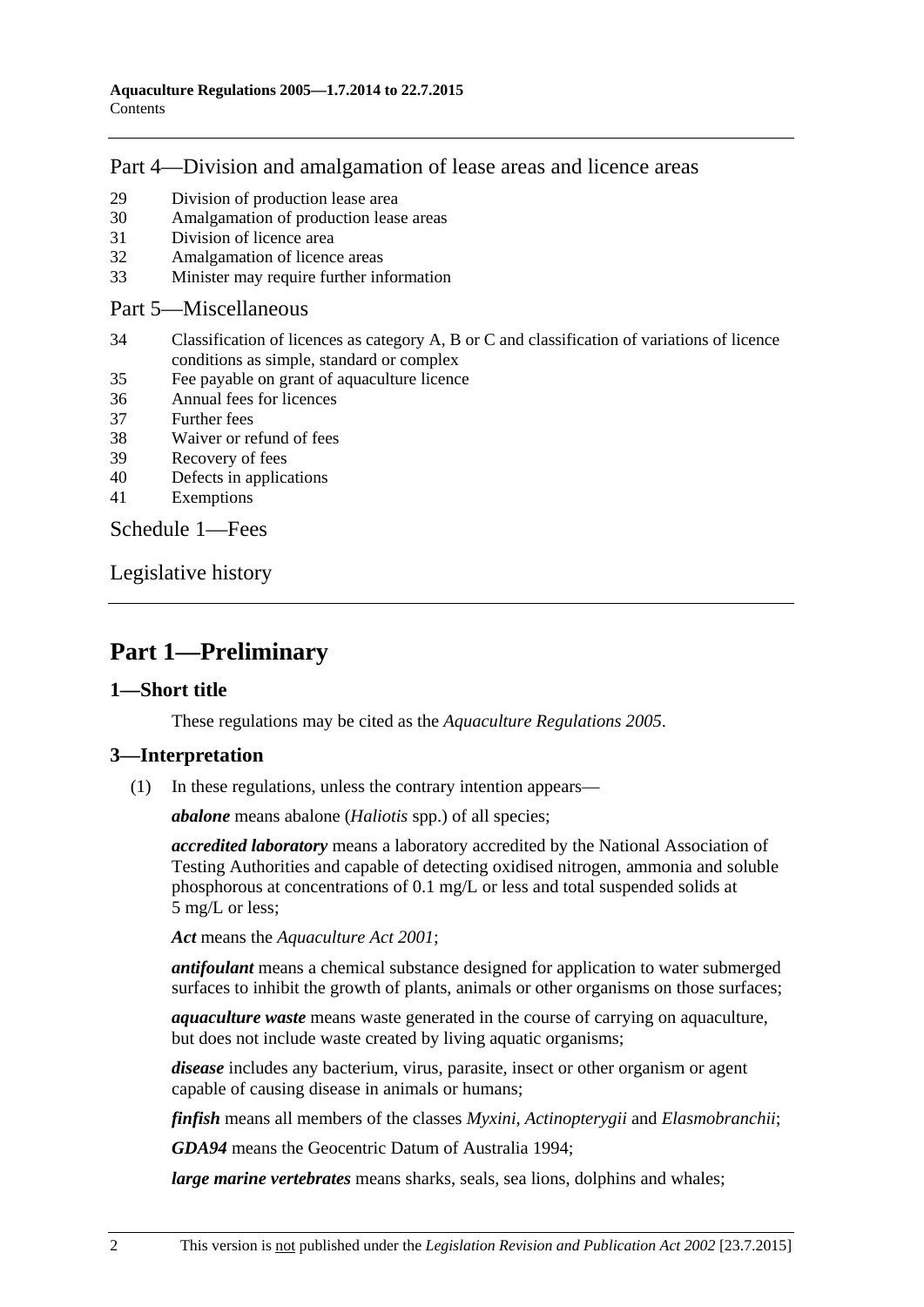## Part 4—Division and amalgamation of lease areas and licence areas

29 Division of production lease area
30 Amalgamation of production lease areas
31 Division of licence area
32 Amalgamation of licence areas
33 Minister may require further information

## Part 5—Miscellaneous

34 Classification of licences as category A, B or C and classification of variations of licence conditions as simple, standard or complex
35 Fee payable on grant of aquaculture licence
36 Annual fees for licences
37 Further fees
38 Waiver or refund of fees
39 Recovery of fees
40 Defects in applications
41 Exemptions

## Schedule 1—Fees

## Legislative history

# Part 1—Preliminary

### 1—Short title

These regulations may be cited as the *Aquaculture Regulations 2005*.

### 3—Interpretation

(1) In these regulations, unless the contrary intention appears—

***abalone*** means abalone (*Haliotis* spp.) of all species;

***accredited laboratory*** means a laboratory accredited by the National Association of Testing Authorities and capable of detecting oxidised nitrogen, ammonia and soluble phosphorous at concentrations of 0.1 mg/L or less and total suspended solids at 5 mg/L or less;

***Act*** means the *Aquaculture Act 2001*;

***antifoulant*** means a chemical substance designed for application to water submerged surfaces to inhibit the growth of plants, animals or other organisms on those surfaces;

***aquaculture waste*** means waste generated in the course of carrying on aquaculture, but does not include waste created by living aquatic organisms;

***disease*** includes any bacterium, virus, parasite, insect or other organism or agent capable of causing disease in animals or humans;

***finfish*** means all members of the classes *Myxini*, *Actinopterygii* and *Elasmobranchii*;

***GDA94*** means the Geocentric Datum of Australia 1994;

***large marine vertebrates*** means sharks, seals, sea lions, dolphins and whales;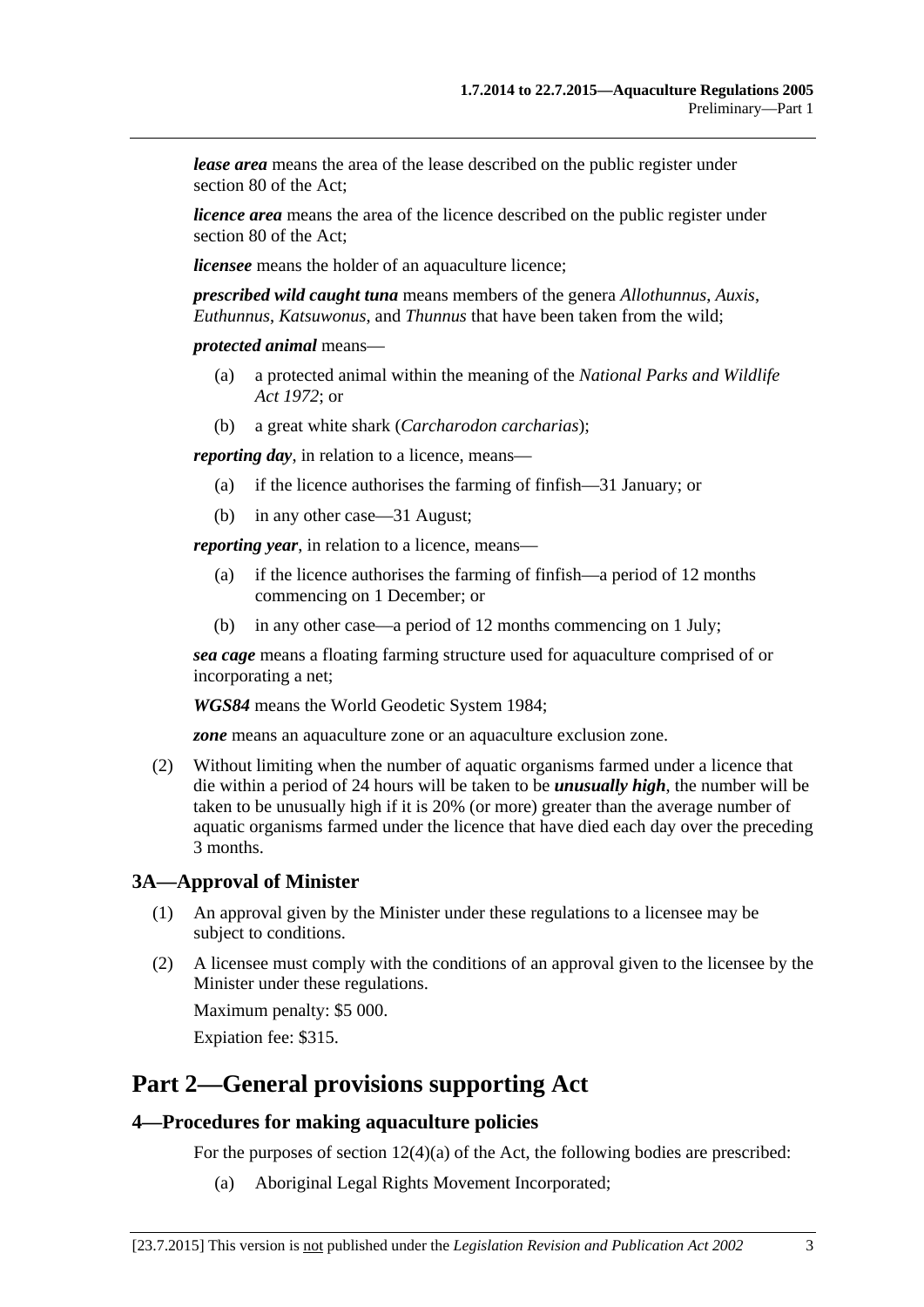***lease area*** means the area of the lease described on the public register under section 80 of the Act;

***licence area*** means the area of the licence described on the public register under section 80 of the Act;

***licensee*** means the holder of an aquaculture licence;

***prescribed wild caught tuna*** means members of the genera *Allothunnus*, *Auxis*, *Euthunnus*, *Katsuwonus*, and *Thunnus* that have been taken from the wild;

***protected animal*** means—

(a) a protected animal within the meaning of the *National Parks and Wildlife Act 1972*; or

(b) a great white shark (*Carcharodon carcharias*);

***reporting day***, in relation to a licence, means—

(a) if the licence authorises the farming of finfish—31 January; or

(b) in any other case—31 August;

***reporting year***, in relation to a licence, means—

(a) if the licence authorises the farming of finfish—a period of 12 months commencing on 1 December; or

(b) in any other case—a period of 12 months commencing on 1 July;

***sea cage*** means a floating farming structure used for aquaculture comprised of or incorporating a net;

***WGS84*** means the World Geodetic System 1984;

***zone*** means an aquaculture zone or an aquaculture exclusion zone.

(2) Without limiting when the number of aquatic organisms farmed under a licence that die within a period of 24 hours will be taken to be ***unusually high***, the number will be taken to be unusually high if it is 20% (or more) greater than the average number of aquatic organisms farmed under the licence that have died each day over the preceding 3 months.

### 3A—Approval of Minister

(1) An approval given by the Minister under these regulations to a licensee may be subject to conditions.

(2) A licensee must comply with the conditions of an approval given to the licensee by the Minister under these regulations.

Maximum penalty: $5 000.

Expiation fee: $315.

## Part 2—General provisions supporting Act

### 4—Procedures for making aquaculture policies

For the purposes of section 12(4)(a) of the Act, the following bodies are prescribed:

(a) Aboriginal Legal Rights Movement Incorporated;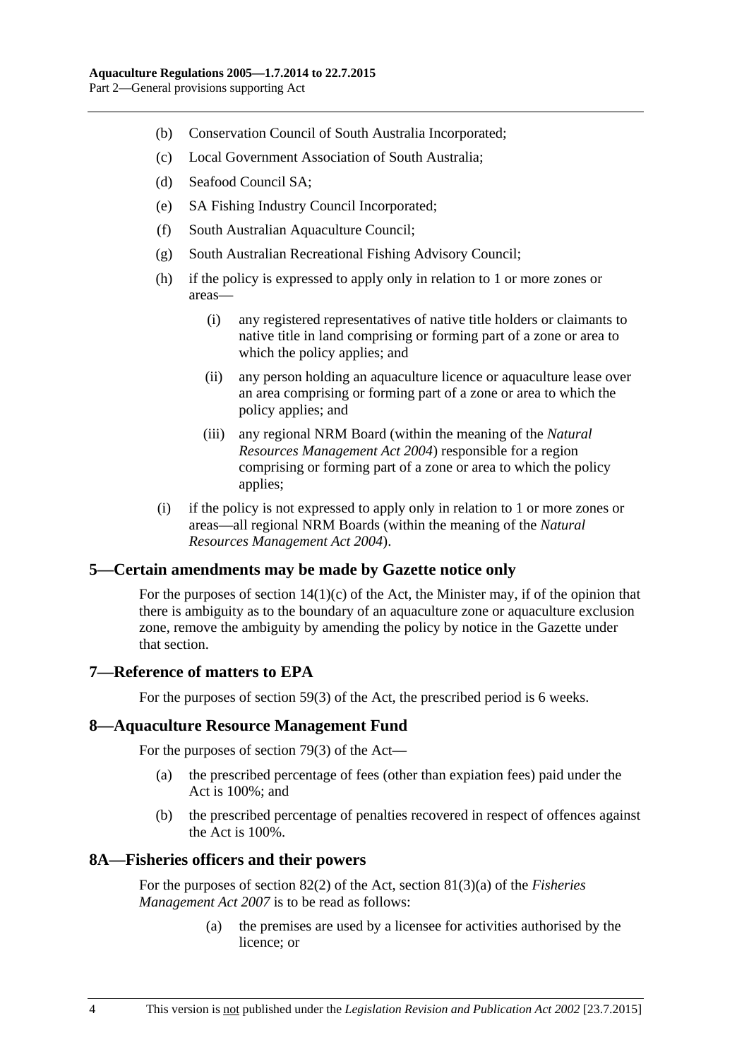(b) Conservation Council of South Australia Incorporated;

(c) Local Government Association of South Australia;

(d) Seafood Council SA;

(e) SA Fishing Industry Council Incorporated;

(f) South Australian Aquaculture Council;

(g) South Australian Recreational Fishing Advisory Council;

(h) if the policy is expressed to apply only in relation to 1 or more zones or areas—

  (i) any registered representatives of native title holders or claimants to native title in land comprising or forming part of a zone or area to which the policy applies; and

  (ii) any person holding an aquaculture licence or aquaculture lease over an area comprising or forming part of a zone or area to which the policy applies; and

  (iii) any regional NRM Board (within the meaning of the *Natural Resources Management Act 2004*) responsible for a region comprising or forming part of a zone or area to which the policy applies;

(i) if the policy is not expressed to apply only in relation to 1 or more zones or areas—all regional NRM Boards (within the meaning of the *Natural Resources Management Act 2004*).

## 5—Certain amendments may be made by Gazette notice only

For the purposes of section 14(1)(c) of the Act, the Minister may, if of the opinion that there is ambiguity as to the boundary of an aquaculture zone or aquaculture exclusion zone, remove the ambiguity by amending the policy by notice in the Gazette under that section.

## 7—Reference of matters to EPA

For the purposes of section 59(3) of the Act, the prescribed period is 6 weeks.

## 8—Aquaculture Resource Management Fund

For the purposes of section 79(3) of the Act—

(a) the prescribed percentage of fees (other than expiation fees) paid under the Act is 100%; and

(b) the prescribed percentage of penalties recovered in respect of offences against the Act is 100%.

## 8A—Fisheries officers and their powers

For the purposes of section 82(2) of the Act, section 81(3)(a) of the *Fisheries Management Act 2007* is to be read as follows:

> (a) the premises are used by a licensee for activities authorised by the licence; or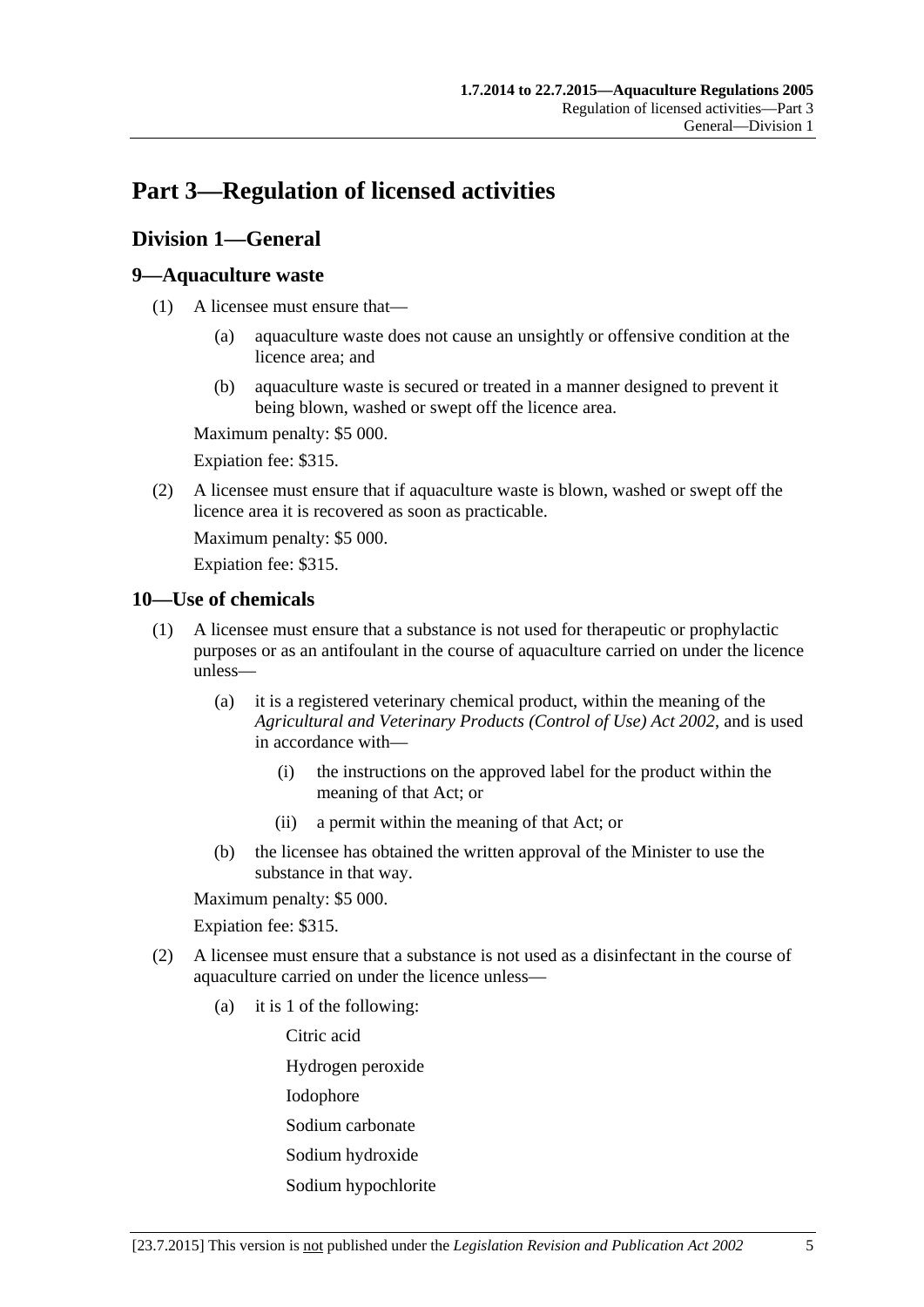# Part 3—Regulation of licensed activities

## Division 1—General

### 9—Aquaculture waste

(1) A licensee must ensure that—

(a) aquaculture waste does not cause an unsightly or offensive condition at the licence area; and

(b) aquaculture waste is secured or treated in a manner designed to prevent it being blown, washed or swept off the licence area.

Maximum penalty: $5 000.

Expiation fee: $315.

(2) A licensee must ensure that if aquaculture waste is blown, washed or swept off the licence area it is recovered as soon as practicable.

Maximum penalty: $5 000.

Expiation fee: $315.

### 10—Use of chemicals

(1) A licensee must ensure that a substance is not used for therapeutic or prophylactic purposes or as an antifoulant in the course of aquaculture carried on under the licence unless—

(a) it is a registered veterinary chemical product, within the meaning of the *Agricultural and Veterinary Products (Control of Use) Act 2002*, and is used in accordance with—

(i) the instructions on the approved label for the product within the meaning of that Act; or

(ii) a permit within the meaning of that Act; or

(b) the licensee has obtained the written approval of the Minister to use the substance in that way.

Maximum penalty: $5 000.

Expiation fee: $315.

(2) A licensee must ensure that a substance is not used as a disinfectant in the course of aquaculture carried on under the licence unless—

(a) it is 1 of the following:

Citric acid

Hydrogen peroxide

Iodophore

Sodium carbonate

Sodium hydroxide

Sodium hypochlorite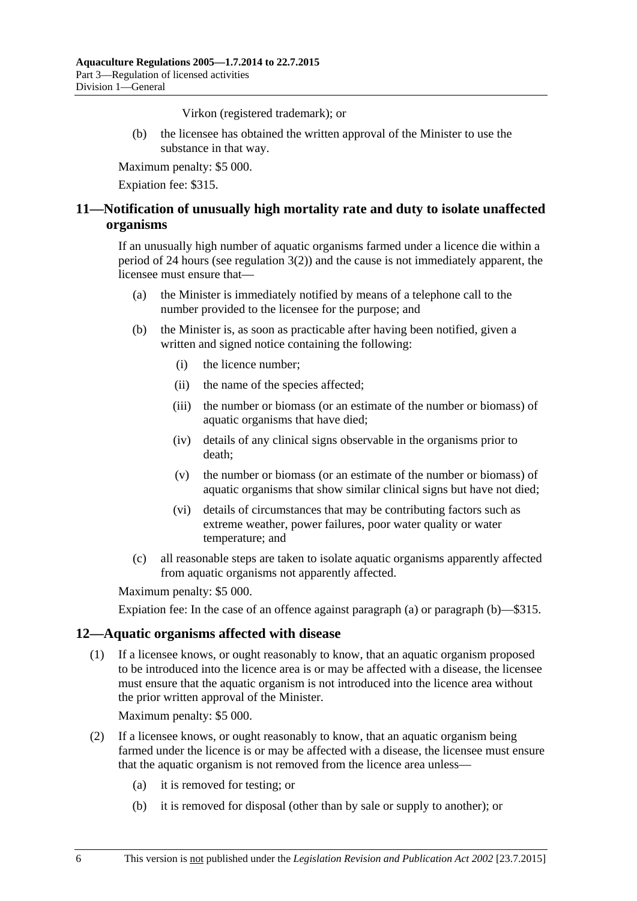Virkon (registered trademark); or

(b) the licensee has obtained the written approval of the Minister to use the substance in that way.

Maximum penalty: $5 000.

Expiation fee: $315.

## 11—Notification of unusually high mortality rate and duty to isolate unaffected organisms

If an unusually high number of aquatic organisms farmed under a licence die within a period of 24 hours (see regulation 3(2)) and the cause is not immediately apparent, the licensee must ensure that—

(a) the Minister is immediately notified by means of a telephone call to the number provided to the licensee for the purpose; and

(b) the Minister is, as soon as practicable after having been notified, given a written and signed notice containing the following:

(i) the licence number;

(ii) the name of the species affected;

(iii) the number or biomass (or an estimate of the number or biomass) of aquatic organisms that have died;

(iv) details of any clinical signs observable in the organisms prior to death;

(v) the number or biomass (or an estimate of the number or biomass) of aquatic organisms that show similar clinical signs but have not died;

(vi) details of circumstances that may be contributing factors such as extreme weather, power failures, poor water quality or water temperature; and

(c) all reasonable steps are taken to isolate aquatic organisms apparently affected from aquatic organisms not apparently affected.

Maximum penalty: $5 000.

Expiation fee: In the case of an offence against paragraph (a) or paragraph (b)—$315.

## 12—Aquatic organisms affected with disease

(1) If a licensee knows, or ought reasonably to know, that an aquatic organism proposed to be introduced into the licence area is or may be affected with a disease, the licensee must ensure that the aquatic organism is not introduced into the licence area without the prior written approval of the Minister.

Maximum penalty: $5 000.

(2) If a licensee knows, or ought reasonably to know, that an aquatic organism being farmed under the licence is or may be affected with a disease, the licensee must ensure that the aquatic organism is not removed from the licence area unless—

(a) it is removed for testing; or

(b) it is removed for disposal (other than by sale or supply to another); or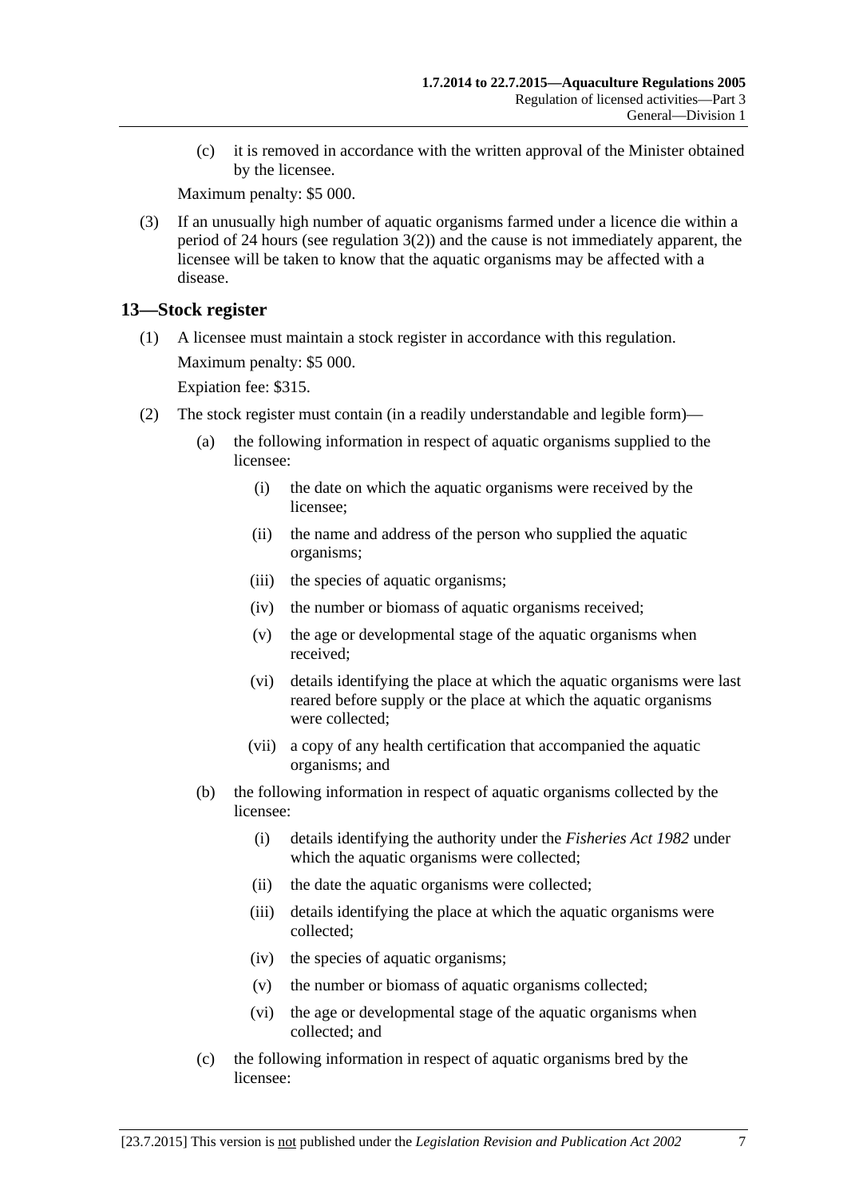(c) it is removed in accordance with the written approval of the Minister obtained by the licensee.

Maximum penalty: $5 000.

(3) If an unusually high number of aquatic organisms farmed under a licence die within a period of 24 hours (see regulation 3(2)) and the cause is not immediately apparent, the licensee will be taken to know that the aquatic organisms may be affected with a disease.

## 13—Stock register

(1) A licensee must maintain a stock register in accordance with this regulation.

Maximum penalty: $5 000.

Expiation fee: $315.

(2) The stock register must contain (in a readily understandable and legible form)—

(a) the following information in respect of aquatic organisms supplied to the licensee:

(i) the date on which the aquatic organisms were received by the licensee;

(ii) the name and address of the person who supplied the aquatic organisms;

(iii) the species of aquatic organisms;

(iv) the number or biomass of aquatic organisms received;

(v) the age or developmental stage of the aquatic organisms when received;

(vi) details identifying the place at which the aquatic organisms were last reared before supply or the place at which the aquatic organisms were collected;

(vii) a copy of any health certification that accompanied the aquatic organisms; and

(b) the following information in respect of aquatic organisms collected by the licensee:

(i) details identifying the authority under the *Fisheries Act 1982* under which the aquatic organisms were collected;

(ii) the date the aquatic organisms were collected;

(iii) details identifying the place at which the aquatic organisms were collected;

(iv) the species of aquatic organisms;

(v) the number or biomass of aquatic organisms collected;

(vi) the age or developmental stage of the aquatic organisms when collected; and

(c) the following information in respect of aquatic organisms bred by the licensee: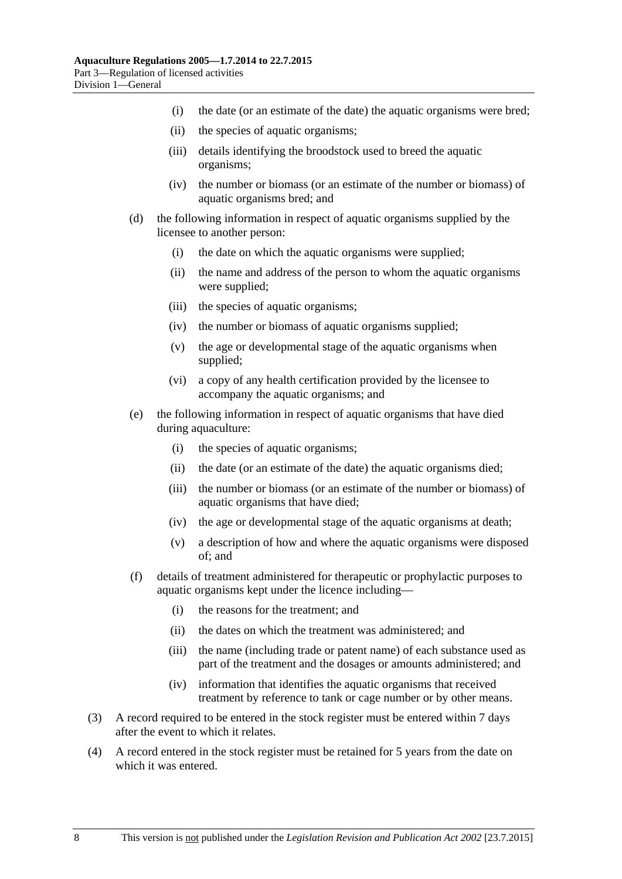(i) the date (or an estimate of the date) the aquatic organisms were bred;

(ii) the species of aquatic organisms;

(iii) details identifying the broodstock used to breed the aquatic organisms;

(iv) the number or biomass (or an estimate of the number or biomass) of aquatic organisms bred; and

(d) the following information in respect of aquatic organisms supplied by the licensee to another person:

(i) the date on which the aquatic organisms were supplied;

(ii) the name and address of the person to whom the aquatic organisms were supplied;

(iii) the species of aquatic organisms;

(iv) the number or biomass of aquatic organisms supplied;

(v) the age or developmental stage of the aquatic organisms when supplied;

(vi) a copy of any health certification provided by the licensee to accompany the aquatic organisms; and

(e) the following information in respect of aquatic organisms that have died during aquaculture:

(i) the species of aquatic organisms;

(ii) the date (or an estimate of the date) the aquatic organisms died;

(iii) the number or biomass (or an estimate of the number or biomass) of aquatic organisms that have died;

(iv) the age or developmental stage of the aquatic organisms at death;

(v) a description of how and where the aquatic organisms were disposed of; and

(f) details of treatment administered for therapeutic or prophylactic purposes to aquatic organisms kept under the licence including—

(i) the reasons for the treatment; and

(ii) the dates on which the treatment was administered; and

(iii) the name (including trade or patent name) of each substance used as part of the treatment and the dosages or amounts administered; and

(iv) information that identifies the aquatic organisms that received treatment by reference to tank or cage number or by other means.

(3) A record required to be entered in the stock register must be entered within 7 days after the event to which it relates.

(4) A record entered in the stock register must be retained for 5 years from the date on which it was entered.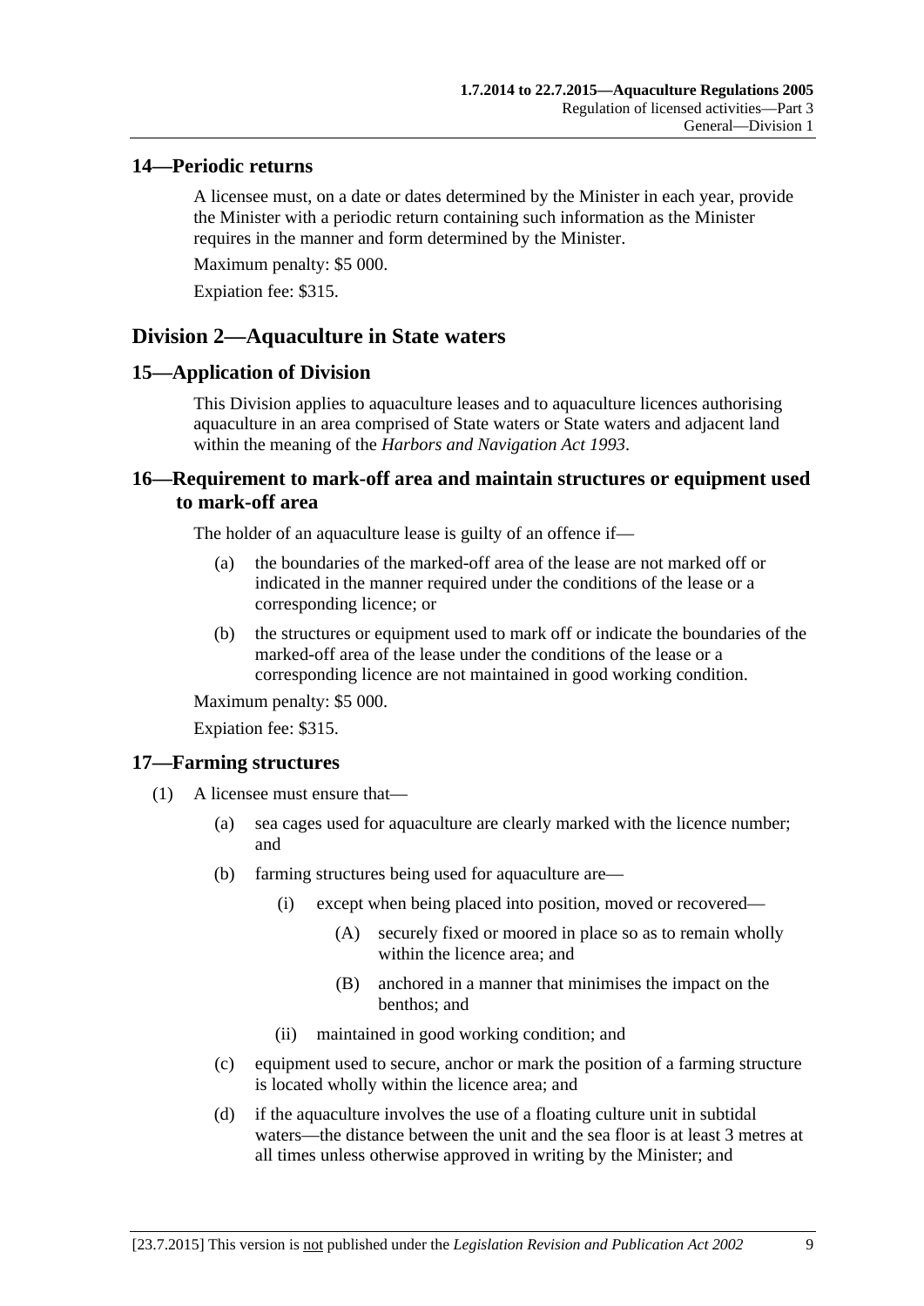## 14—Periodic returns

A licensee must, on a date or dates determined by the Minister in each year, provide the Minister with a periodic return containing such information as the Minister requires in the manner and form determined by the Minister.

Maximum penalty: $5 000.

Expiation fee: $315.

# Division 2—Aquaculture in State waters

## 15—Application of Division

This Division applies to aquaculture leases and to aquaculture licences authorising aquaculture in an area comprised of State waters or State waters and adjacent land within the meaning of the *Harbors and Navigation Act 1993*.

## 16—Requirement to mark-off area and maintain structures or equipment used to mark-off area

The holder of an aquaculture lease is guilty of an offence if—

(a) the boundaries of the marked-off area of the lease are not marked off or indicated in the manner required under the conditions of the lease or a corresponding licence; or

(b) the structures or equipment used to mark off or indicate the boundaries of the marked-off area of the lease under the conditions of the lease or a corresponding licence are not maintained in good working condition.

Maximum penalty: $5 000.

Expiation fee: $315.

## 17—Farming structures

(1) A licensee must ensure that—

(a) sea cages used for aquaculture are clearly marked with the licence number; and

(b) farming structures being used for aquaculture are—

(i) except when being placed into position, moved or recovered—

(A) securely fixed or moored in place so as to remain wholly within the licence area; and

(B) anchored in a manner that minimises the impact on the benthos; and

(ii) maintained in good working condition; and

(c) equipment used to secure, anchor or mark the position of a farming structure is located wholly within the licence area; and

(d) if the aquaculture involves the use of a floating culture unit in subtidal waters—the distance between the unit and the sea floor is at least 3 metres at all times unless otherwise approved in writing by the Minister; and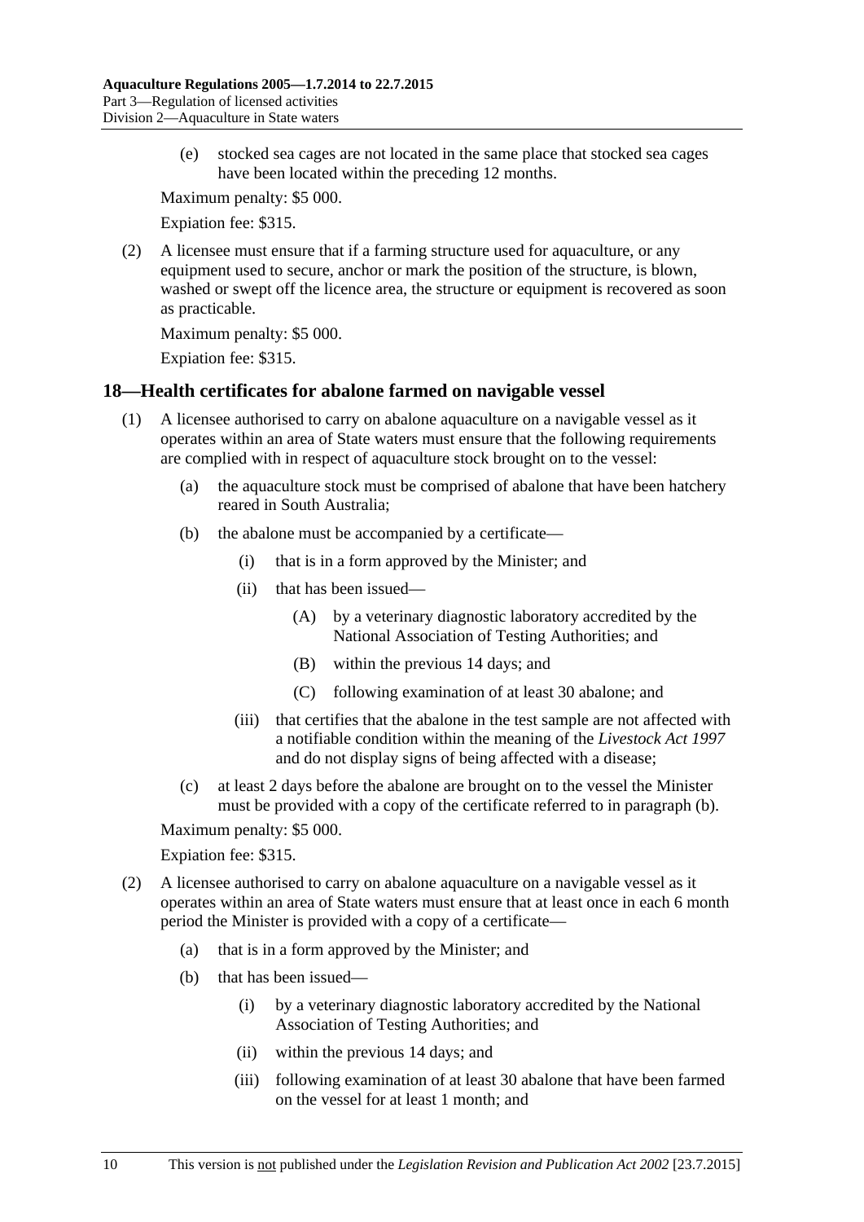(e) stocked sea cages are not located in the same place that stocked sea cages have been located within the preceding 12 months.

Maximum penalty: $5 000.

Expiation fee: $315.

(2) A licensee must ensure that if a farming structure used for aquaculture, or any equipment used to secure, anchor or mark the position of the structure, is blown, washed or swept off the licence area, the structure or equipment is recovered as soon as practicable.

Maximum penalty: $5 000.

Expiation fee: $315.

## 18—Health certificates for abalone farmed on navigable vessel

(1) A licensee authorised to carry on abalone aquaculture on a navigable vessel as it operates within an area of State waters must ensure that the following requirements are complied with in respect of aquaculture stock brought on to the vessel:

- (a) the aquaculture stock must be comprised of abalone that have been hatchery reared in South Australia;
- (b) the abalone must be accompanied by a certificate—
  - (i) that is in a form approved by the Minister; and
  - (ii) that has been issued—
    - (A) by a veterinary diagnostic laboratory accredited by the National Association of Testing Authorities; and
    - (B) within the previous 14 days; and
    - (C) following examination of at least 30 abalone; and
  - (iii) that certifies that the abalone in the test sample are not affected with a notifiable condition within the meaning of the *Livestock Act 1997* and do not display signs of being affected with a disease;
- (c) at least 2 days before the abalone are brought on to the vessel the Minister must be provided with a copy of the certificate referred to in paragraph (b).

Maximum penalty: $5 000.

Expiation fee: $315.

(2) A licensee authorised to carry on abalone aquaculture on a navigable vessel as it operates within an area of State waters must ensure that at least once in each 6 month period the Minister is provided with a copy of a certificate—

- (a) that is in a form approved by the Minister; and
- (b) that has been issued—
  - (i) by a veterinary diagnostic laboratory accredited by the National Association of Testing Authorities; and
  - (ii) within the previous 14 days; and
  - (iii) following examination of at least 30 abalone that have been farmed on the vessel for at least 1 month; and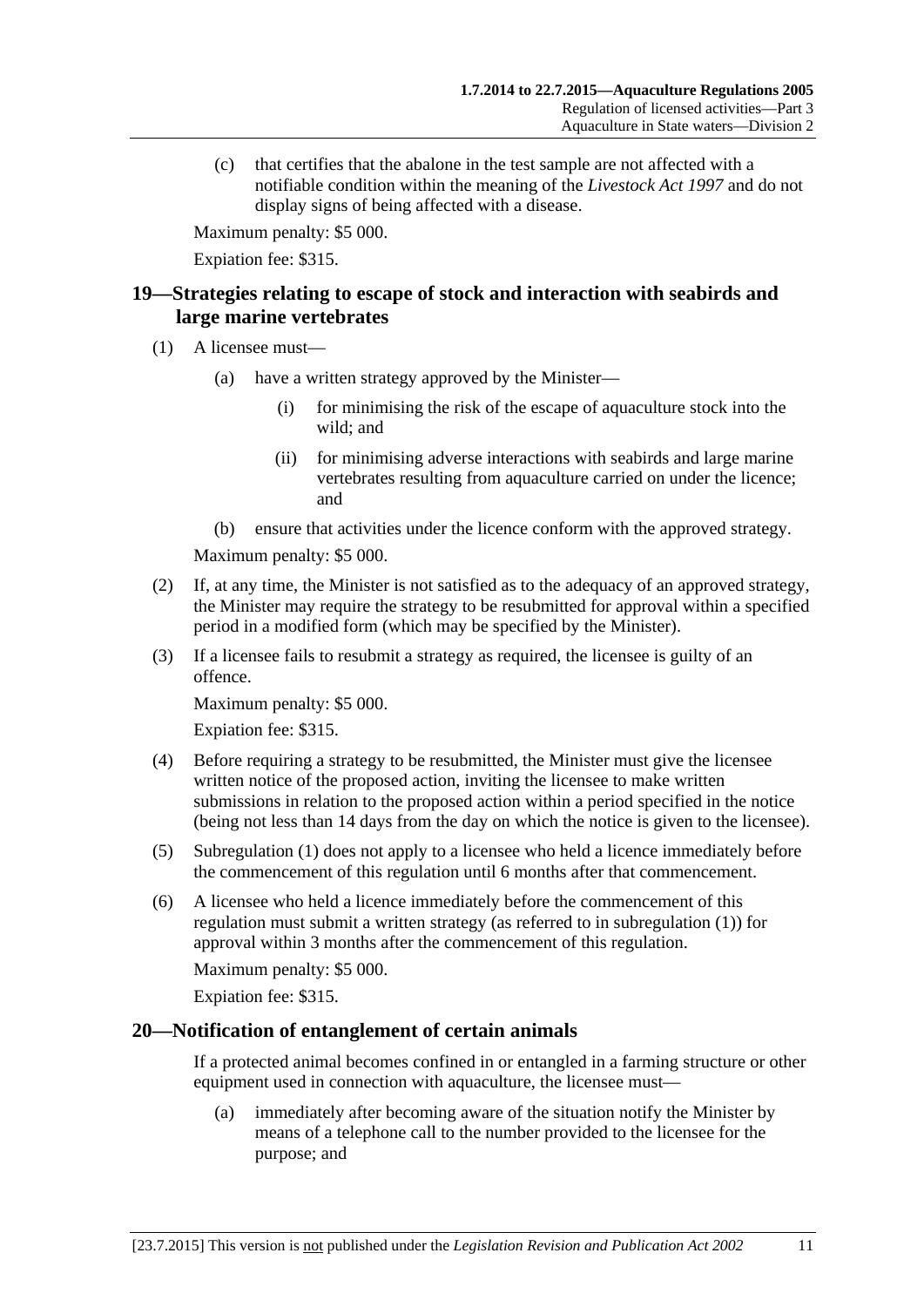(c) that certifies that the abalone in the test sample are not affected with a notifiable condition within the meaning of the *Livestock Act 1997* and do not display signs of being affected with a disease.

Maximum penalty: $5 000.

Expiation fee: $315.

## 19—Strategies relating to escape of stock and interaction with seabirds and large marine vertebrates

(1) A licensee must—

(a) have a written strategy approved by the Minister—

(i) for minimising the risk of the escape of aquaculture stock into the wild; and

(ii) for minimising adverse interactions with seabirds and large marine vertebrates resulting from aquaculture carried on under the licence; and

(b) ensure that activities under the licence conform with the approved strategy.

Maximum penalty: $5 000.

(2) If, at any time, the Minister is not satisfied as to the adequacy of an approved strategy, the Minister may require the strategy to be resubmitted for approval within a specified period in a modified form (which may be specified by the Minister).

(3) If a licensee fails to resubmit a strategy as required, the licensee is guilty of an offence.

Maximum penalty: $5 000.

Expiation fee: $315.

(4) Before requiring a strategy to be resubmitted, the Minister must give the licensee written notice of the proposed action, inviting the licensee to make written submissions in relation to the proposed action within a period specified in the notice (being not less than 14 days from the day on which the notice is given to the licensee).

(5) Subregulation (1) does not apply to a licensee who held a licence immediately before the commencement of this regulation until 6 months after that commencement.

(6) A licensee who held a licence immediately before the commencement of this regulation must submit a written strategy (as referred to in subregulation (1)) for approval within 3 months after the commencement of this regulation.

Maximum penalty: $5 000.

Expiation fee: $315.

## 20—Notification of entanglement of certain animals

If a protected animal becomes confined in or entangled in a farming structure or other equipment used in connection with aquaculture, the licensee must—

(a) immediately after becoming aware of the situation notify the Minister by means of a telephone call to the number provided to the licensee for the purpose; and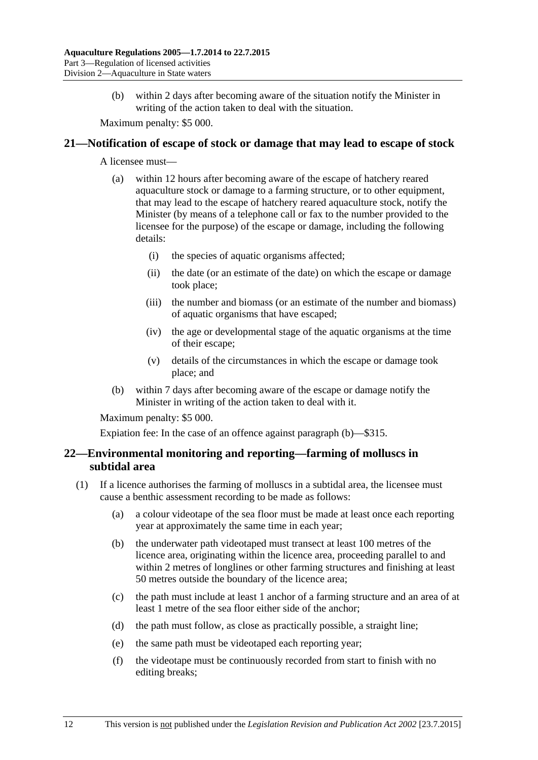(b) within 2 days after becoming aware of the situation notify the Minister in writing of the action taken to deal with the situation.

Maximum penalty: $5 000.

## 21—Notification of escape of stock or damage that may lead to escape of stock

A licensee must—

(a) within 12 hours after becoming aware of the escape of hatchery reared aquaculture stock or damage to a farming structure, or to other equipment, that may lead to the escape of hatchery reared aquaculture stock, notify the Minister (by means of a telephone call or fax to the number provided to the licensee for the purpose) of the escape or damage, including the following details:

(i) the species of aquatic organisms affected;

(ii) the date (or an estimate of the date) on which the escape or damage took place;

(iii) the number and biomass (or an estimate of the number and biomass) of aquatic organisms that have escaped;

(iv) the age or developmental stage of the aquatic organisms at the time of their escape;

(v) details of the circumstances in which the escape or damage took place; and

(b) within 7 days after becoming aware of the escape or damage notify the Minister in writing of the action taken to deal with it.

Maximum penalty: $5 000.

Expiation fee: In the case of an offence against paragraph (b)—$315.

## 22—Environmental monitoring and reporting—farming of molluscs in subtidal area

(1) If a licence authorises the farming of molluscs in a subtidal area, the licensee must cause a benthic assessment recording to be made as follows:

(a) a colour videotape of the sea floor must be made at least once each reporting year at approximately the same time in each year;

(b) the underwater path videotaped must transect at least 100 metres of the licence area, originating within the licence area, proceeding parallel to and within 2 metres of longlines or other farming structures and finishing at least 50 metres outside the boundary of the licence area;

(c) the path must include at least 1 anchor of a farming structure and an area of at least 1 metre of the sea floor either side of the anchor;

(d) the path must follow, as close as practically possible, a straight line;

(e) the same path must be videotaped each reporting year;

(f) the videotape must be continuously recorded from start to finish with no editing breaks;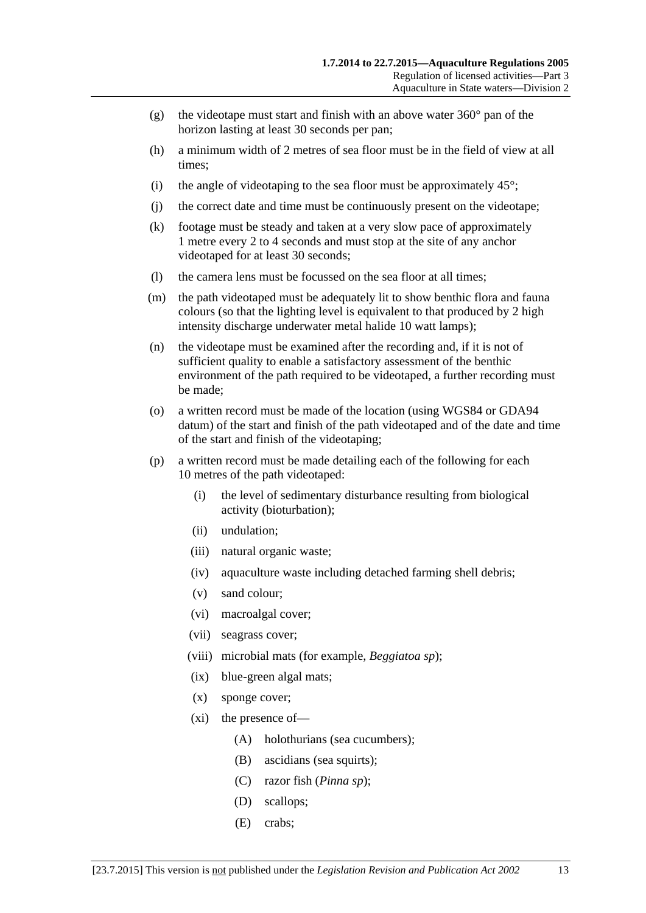(g) the videotape must start and finish with an above water 360° pan of the horizon lasting at least 30 seconds per pan;

(h) a minimum width of 2 metres of sea floor must be in the field of view at all times;

(i) the angle of videotaping to the sea floor must be approximately 45°;

(j) the correct date and time must be continuously present on the videotape;

(k) footage must be steady and taken at a very slow pace of approximately 1 metre every 2 to 4 seconds and must stop at the site of any anchor videotaped for at least 30 seconds;

(l) the camera lens must be focussed on the sea floor at all times;

(m) the path videotaped must be adequately lit to show benthic flora and fauna colours (so that the lighting level is equivalent to that produced by 2 high intensity discharge underwater metal halide 10 watt lamps);

(n) the videotape must be examined after the recording and, if it is not of sufficient quality to enable a satisfactory assessment of the benthic environment of the path required to be videotaped, a further recording must be made;

(o) a written record must be made of the location (using WGS84 or GDA94 datum) of the start and finish of the path videotaped and of the date and time of the start and finish of the videotaping;

(p) a written record must be made detailing each of the following for each 10 metres of the path videotaped:

  (i) the level of sedimentary disturbance resulting from biological activity (bioturbation);

  (ii) undulation;

  (iii) natural organic waste;

  (iv) aquaculture waste including detached farming shell debris;

  (v) sand colour;

  (vi) macroalgal cover;

  (vii) seagrass cover;

  (viii) microbial mats (for example, *Beggiatoa sp*);

  (ix) blue-green algal mats;

  (x) sponge cover;

  (xi) the presence of—

    (A) holothurians (sea cucumbers);

    (B) ascidians (sea squirts);

    (C) razor fish (*Pinna sp*);

    (D) scallops;

    (E) crabs;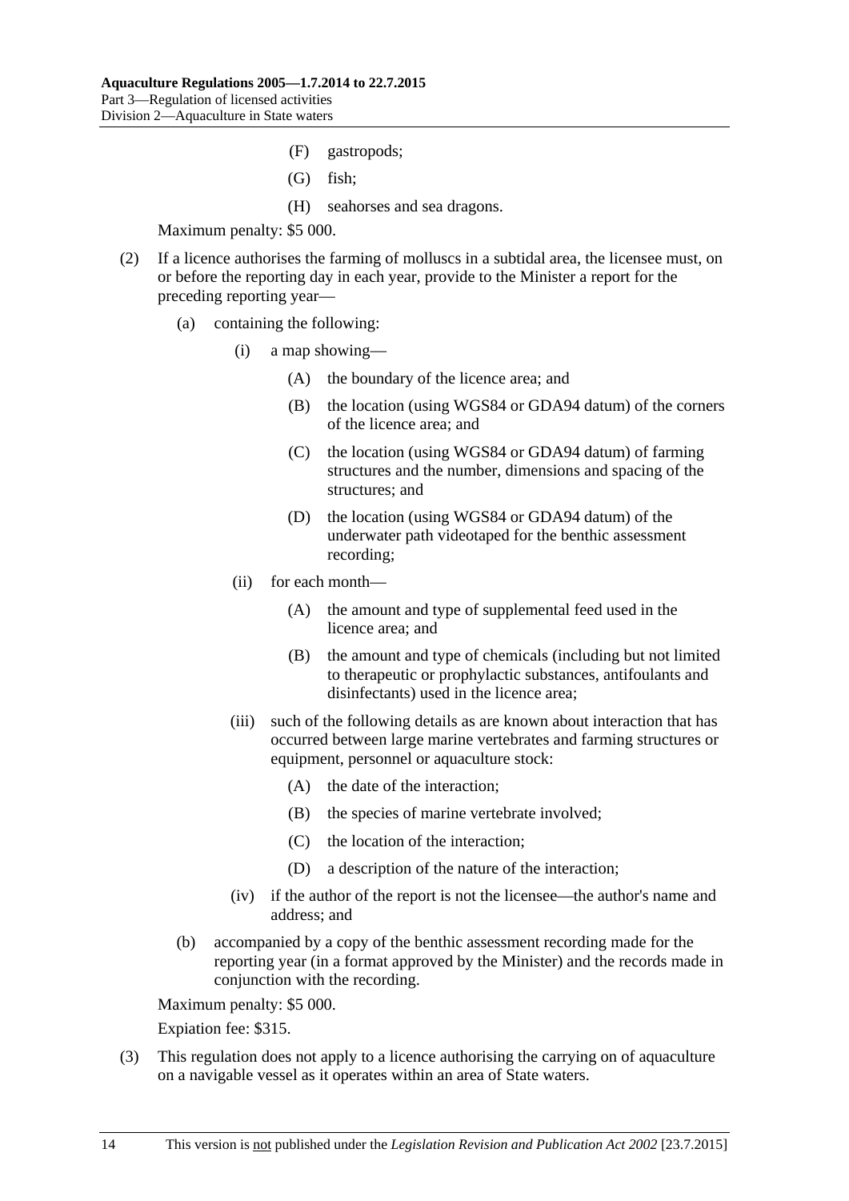(F) gastropods;

(G) fish;

(H) seahorses and sea dragons.

Maximum penalty: $5 000.

(2) If a licence authorises the farming of molluscs in a subtidal area, the licensee must, on or before the reporting day in each year, provide to the Minister a report for the preceding reporting year—

(a) containing the following:

(i) a map showing—

(A) the boundary of the licence area; and

(B) the location (using WGS84 or GDA94 datum) of the corners of the licence area; and

(C) the location (using WGS84 or GDA94 datum) of farming structures and the number, dimensions and spacing of the structures; and

(D) the location (using WGS84 or GDA94 datum) of the underwater path videotaped for the benthic assessment recording;

(ii) for each month—

(A) the amount and type of supplemental feed used in the licence area; and

(B) the amount and type of chemicals (including but not limited to therapeutic or prophylactic substances, antifoulants and disinfectants) used in the licence area;

(iii) such of the following details as are known about interaction that has occurred between large marine vertebrates and farming structures or equipment, personnel or aquaculture stock:

(A) the date of the interaction;

(B) the species of marine vertebrate involved;

(C) the location of the interaction;

(D) a description of the nature of the interaction;

(iv) if the author of the report is not the licensee—the author's name and address; and

(b) accompanied by a copy of the benthic assessment recording made for the reporting year (in a format approved by the Minister) and the records made in conjunction with the recording.

Maximum penalty: $5 000.

Expiation fee: $315.

(3) This regulation does not apply to a licence authorising the carrying on of aquaculture on a navigable vessel as it operates within an area of State waters.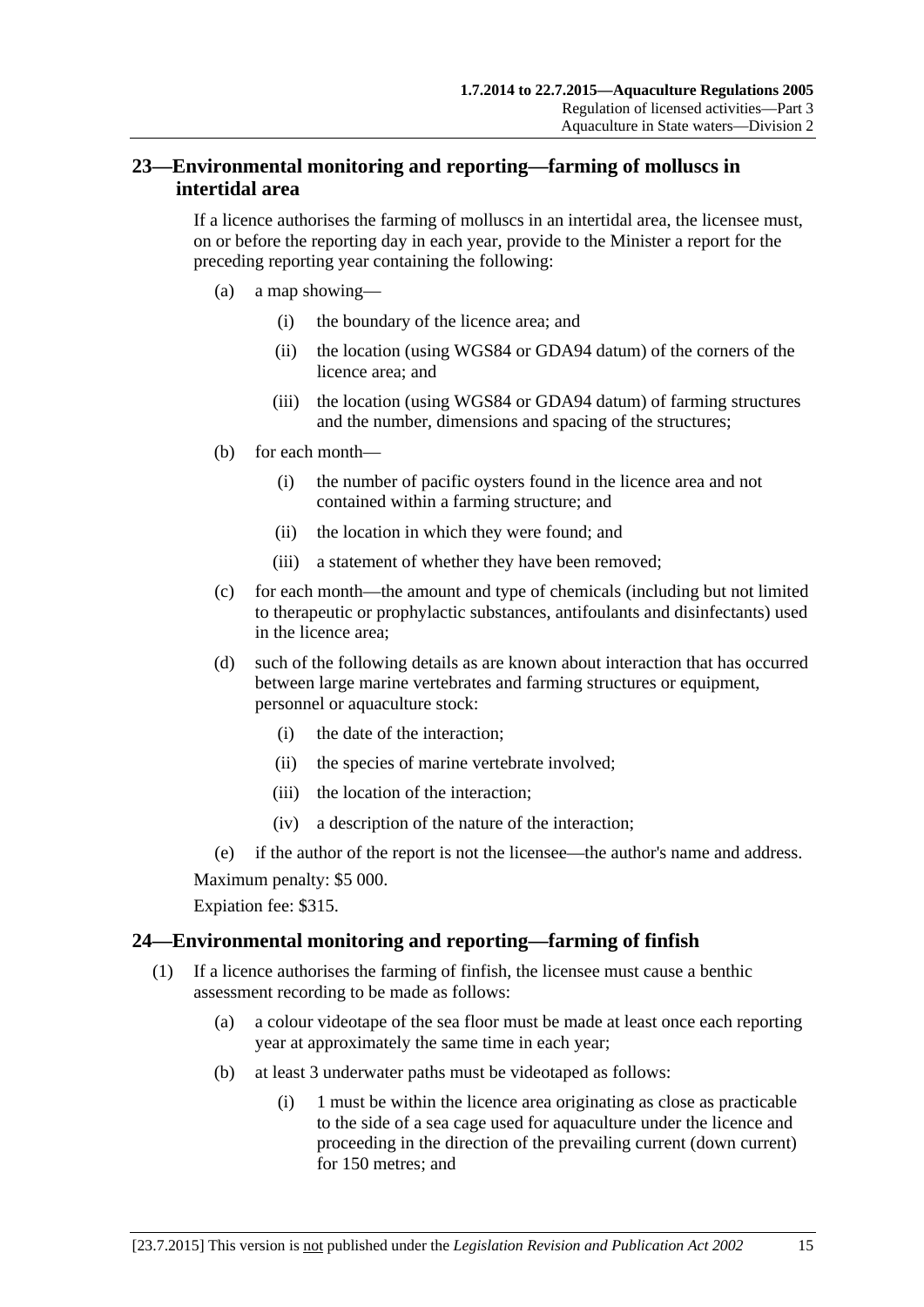## 23—Environmental monitoring and reporting—farming of molluscs in intertidal area

If a licence authorises the farming of molluscs in an intertidal area, the licensee must, on or before the reporting day in each year, provide to the Minister a report for the preceding reporting year containing the following:

(a) a map showing—

(i) the boundary of the licence area; and

(ii) the location (using WGS84 or GDA94 datum) of the corners of the licence area; and

(iii) the location (using WGS84 or GDA94 datum) of farming structures and the number, dimensions and spacing of the structures;

(b) for each month—

(i) the number of pacific oysters found in the licence area and not contained within a farming structure; and

(ii) the location in which they were found; and

(iii) a statement of whether they have been removed;

(c) for each month—the amount and type of chemicals (including but not limited to therapeutic or prophylactic substances, antifoulants and disinfectants) used in the licence area;

(d) such of the following details as are known about interaction that has occurred between large marine vertebrates and farming structures or equipment, personnel or aquaculture stock:

(i) the date of the interaction;

(ii) the species of marine vertebrate involved;

(iii) the location of the interaction;

(iv) a description of the nature of the interaction;

(e) if the author of the report is not the licensee—the author's name and address.

Maximum penalty: $5 000.

Expiation fee: $315.

## 24—Environmental monitoring and reporting—farming of finfish

(1) If a licence authorises the farming of finfish, the licensee must cause a benthic assessment recording to be made as follows:

(a) a colour videotape of the sea floor must be made at least once each reporting year at approximately the same time in each year;

(b) at least 3 underwater paths must be videotaped as follows:

(i) 1 must be within the licence area originating as close as practicable to the side of a sea cage used for aquaculture under the licence and proceeding in the direction of the prevailing current (down current) for 150 metres; and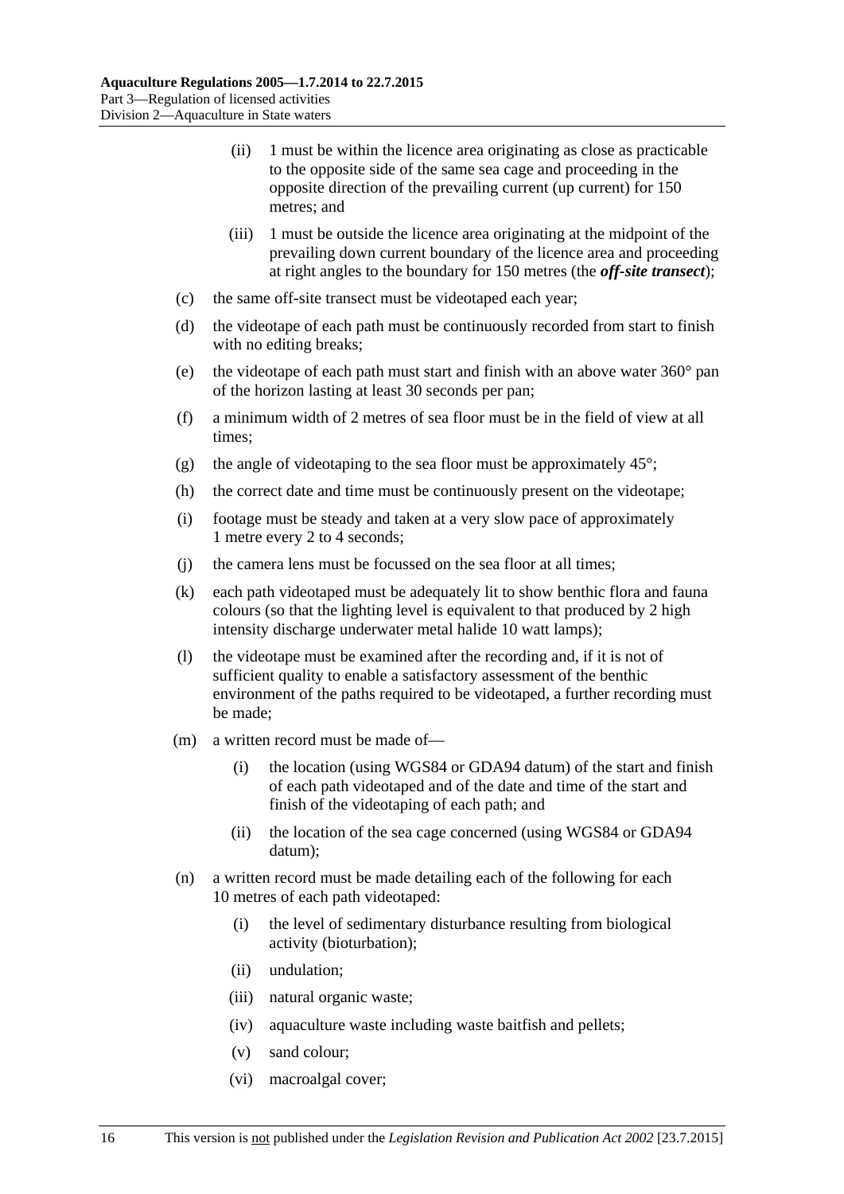(ii) 1 must be within the licence area originating as close as practicable to the opposite side of the same sea cage and proceeding in the opposite direction of the prevailing current (up current) for 150 metres; and

(iii) 1 must be outside the licence area originating at the midpoint of the prevailing down current boundary of the licence area and proceeding at right angles to the boundary for 150 metres (the ***off-site transect***);

(c) the same off-site transect must be videotaped each year;

(d) the videotape of each path must be continuously recorded from start to finish with no editing breaks;

(e) the videotape of each path must start and finish with an above water 360° pan of the horizon lasting at least 30 seconds per pan;

(f) a minimum width of 2 metres of sea floor must be in the field of view at all times;

(g) the angle of videotaping to the sea floor must be approximately 45°;

(h) the correct date and time must be continuously present on the videotape;

(i) footage must be steady and taken at a very slow pace of approximately 1 metre every 2 to 4 seconds;

(j) the camera lens must be focussed on the sea floor at all times;

(k) each path videotaped must be adequately lit to show benthic flora and fauna colours (so that the lighting level is equivalent to that produced by 2 high intensity discharge underwater metal halide 10 watt lamps);

(l) the videotape must be examined after the recording and, if it is not of sufficient quality to enable a satisfactory assessment of the benthic environment of the paths required to be videotaped, a further recording must be made;

(m) a written record must be made of—

(i) the location (using WGS84 or GDA94 datum) of the start and finish of each path videotaped and of the date and time of the start and finish of the videotaping of each path; and

(ii) the location of the sea cage concerned (using WGS84 or GDA94 datum);

(n) a written record must be made detailing each of the following for each 10 metres of each path videotaped:

(i) the level of sedimentary disturbance resulting from biological activity (bioturbation);

(ii) undulation;

(iii) natural organic waste;

(iv) aquaculture waste including waste baitfish and pellets;

(v) sand colour;

(vi) macroalgal cover;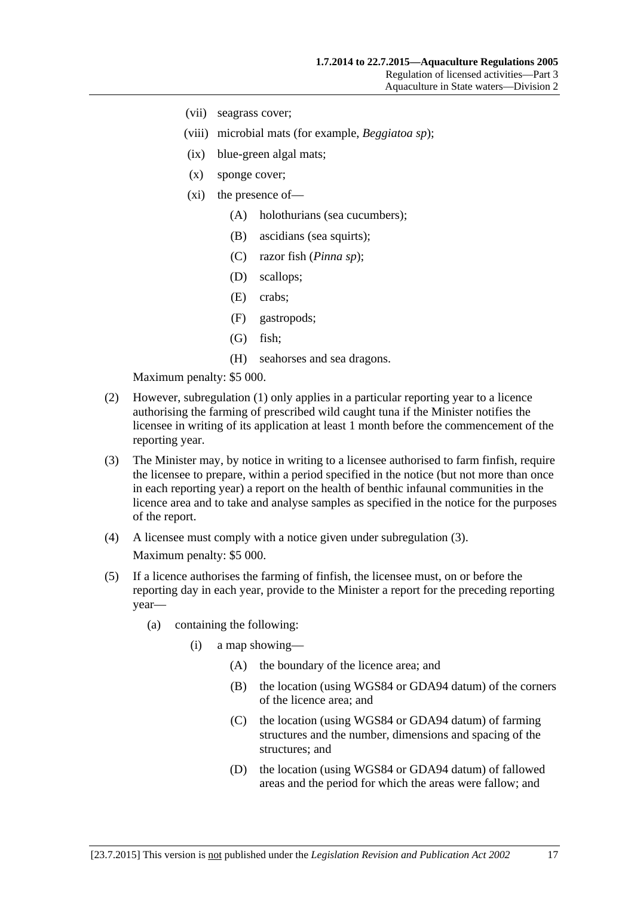(vii) seagrass cover;

(viii) microbial mats (for example, *Beggiatoa sp*);

(ix) blue-green algal mats;

(x) sponge cover;

(xi) the presence of—

(A) holothurians (sea cucumbers);

(B) ascidians (sea squirts);

(C) razor fish (*Pinna sp*);

(D) scallops;

(E) crabs;

(F) gastropods;

(G) fish;

(H) seahorses and sea dragons.

Maximum penalty: $5 000.

(2) However, subregulation (1) only applies in a particular reporting year to a licence authorising the farming of prescribed wild caught tuna if the Minister notifies the licensee in writing of its application at least 1 month before the commencement of the reporting year.

(3) The Minister may, by notice in writing to a licensee authorised to farm finfish, require the licensee to prepare, within a period specified in the notice (but not more than once in each reporting year) a report on the health of benthic infaunal communities in the licence area and to take and analyse samples as specified in the notice for the purposes of the report.

(4) A licensee must comply with a notice given under subregulation (3).

Maximum penalty: $5 000.

(5) If a licence authorises the farming of finfish, the licensee must, on or before the reporting day in each year, provide to the Minister a report for the preceding reporting year—

(a) containing the following:

(i) a map showing—

(A) the boundary of the licence area; and

(B) the location (using WGS84 or GDA94 datum) of the corners of the licence area; and

(C) the location (using WGS84 or GDA94 datum) of farming structures and the number, dimensions and spacing of the structures; and

(D) the location (using WGS84 or GDA94 datum) of fallowed areas and the period for which the areas were fallow; and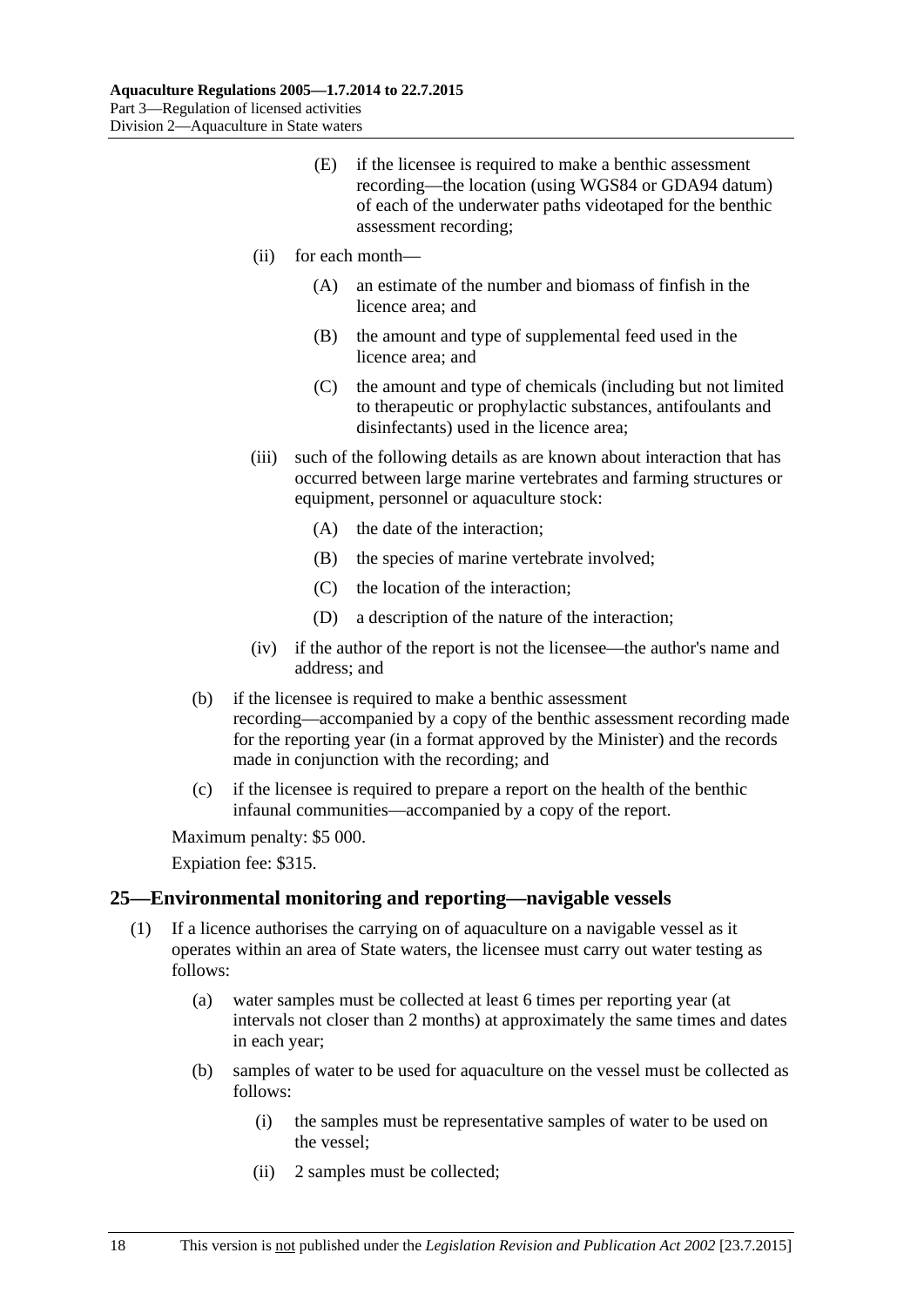(E) if the licensee is required to make a benthic assessment recording—the location (using WGS84 or GDA94 datum) of each of the underwater paths videotaped for the benthic assessment recording;

(ii) for each month—

(A) an estimate of the number and biomass of finfish in the licence area; and

(B) the amount and type of supplemental feed used in the licence area; and

(C) the amount and type of chemicals (including but not limited to therapeutic or prophylactic substances, antifoulants and disinfectants) used in the licence area;

(iii) such of the following details as are known about interaction that has occurred between large marine vertebrates and farming structures or equipment, personnel or aquaculture stock:

(A) the date of the interaction;

(B) the species of marine vertebrate involved;

(C) the location of the interaction;

(D) a description of the nature of the interaction;

(iv) if the author of the report is not the licensee—the author's name and address; and

(b) if the licensee is required to make a benthic assessment recording—accompanied by a copy of the benthic assessment recording made for the reporting year (in a format approved by the Minister) and the records made in conjunction with the recording; and

(c) if the licensee is required to prepare a report on the health of the benthic infaunal communities—accompanied by a copy of the report.

Maximum penalty: $5 000.

Expiation fee: $315.

## 25—Environmental monitoring and reporting—navigable vessels

(1) If a licence authorises the carrying on of aquaculture on a navigable vessel as it operates within an area of State waters, the licensee must carry out water testing as follows:

(a) water samples must be collected at least 6 times per reporting year (at intervals not closer than 2 months) at approximately the same times and dates in each year;

(b) samples of water to be used for aquaculture on the vessel must be collected as follows:

(i) the samples must be representative samples of water to be used on the vessel;

(ii) 2 samples must be collected;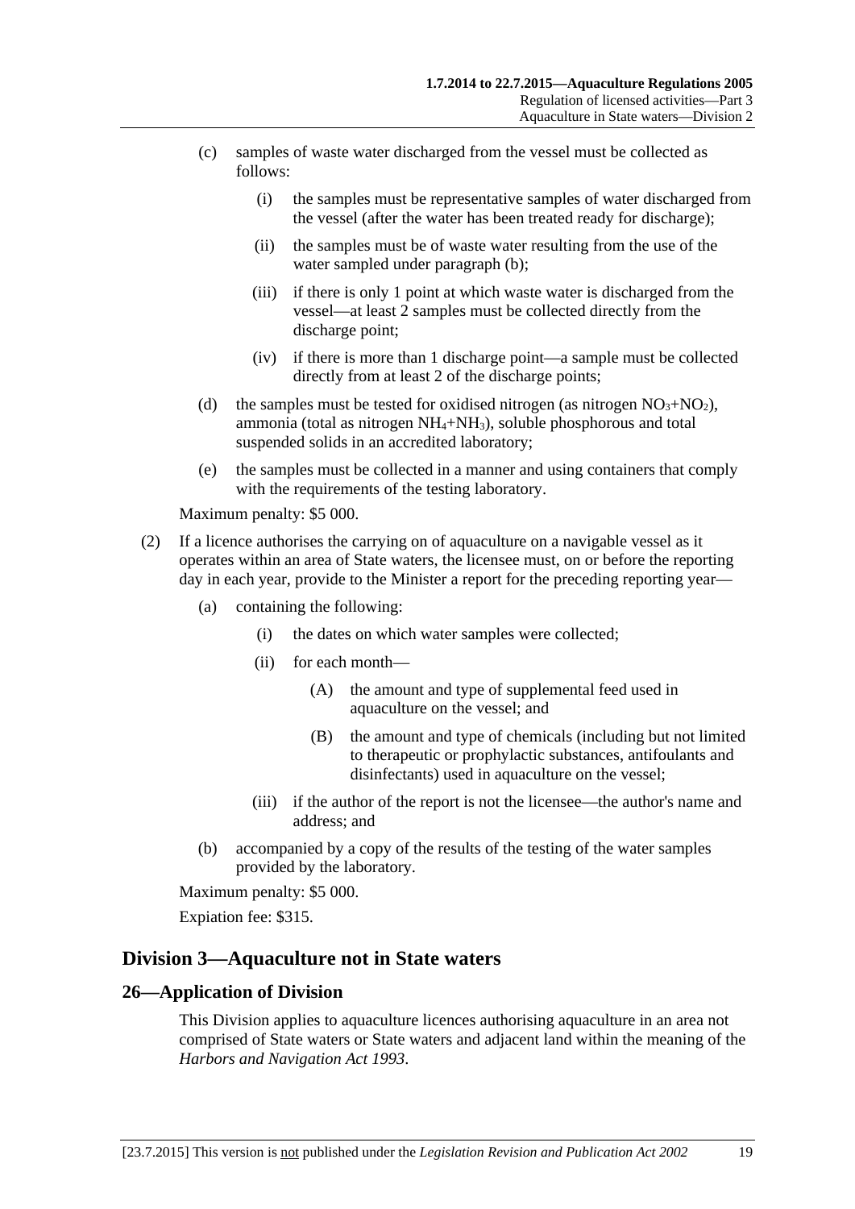(c) samples of waste water discharged from the vessel must be collected as follows:

(i) the samples must be representative samples of water discharged from the vessel (after the water has been treated ready for discharge);

(ii) the samples must be of waste water resulting from the use of the water sampled under paragraph (b);

(iii) if there is only 1 point at which waste water is discharged from the vessel—at least 2 samples must be collected directly from the discharge point;

(iv) if there is more than 1 discharge point—a sample must be collected directly from at least 2 of the discharge points;

(d) the samples must be tested for oxidised nitrogen (as nitrogen $NO_3$+$NO_2$), ammonia (total as nitrogen $NH_4$+$NH_3$), soluble phosphorous and total suspended solids in an accredited laboratory;

(e) the samples must be collected in a manner and using containers that comply with the requirements of the testing laboratory.

Maximum penalty: $5 000.

(2) If a licence authorises the carrying on of aquaculture on a navigable vessel as it operates within an area of State waters, the licensee must, on or before the reporting day in each year, provide to the Minister a report for the preceding reporting year—

(a) containing the following:

(i) the dates on which water samples were collected;

(ii) for each month—

(A) the amount and type of supplemental feed used in aquaculture on the vessel; and

(B) the amount and type of chemicals (including but not limited to therapeutic or prophylactic substances, antifoulants and disinfectants) used in aquaculture on the vessel;

(iii) if the author of the report is not the licensee—the author's name and address; and

(b) accompanied by a copy of the results of the testing of the water samples provided by the laboratory.

Maximum penalty: $5 000.

Expiation fee: $315.

## Division 3—Aquaculture not in State waters

### 26—Application of Division

This Division applies to aquaculture licences authorising aquaculture in an area not comprised of State waters or State waters and adjacent land within the meaning of the *Harbors and Navigation Act 1993*.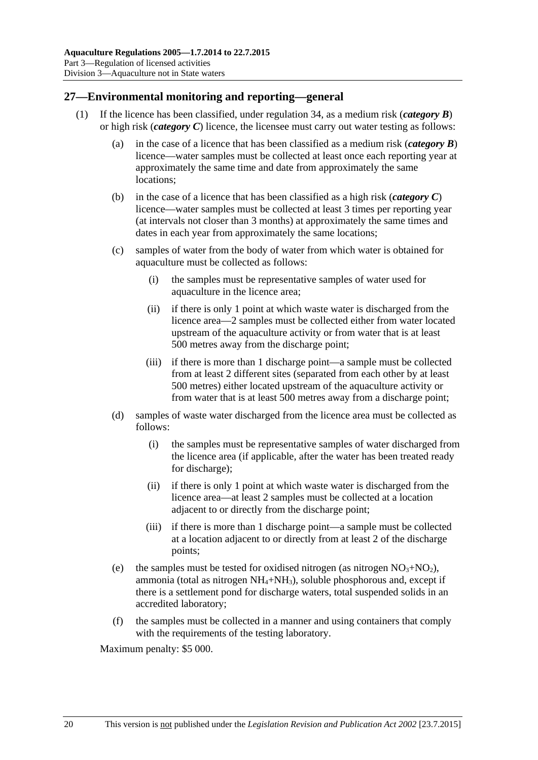## 27—Environmental monitoring and reporting—general

(1) If the licence has been classified, under regulation 34, as a medium risk (***category B***) or high risk (***category C***) licence, the licensee must carry out water testing as follows:

(a) in the case of a licence that has been classified as a medium risk (***category B***) licence—water samples must be collected at least once each reporting year at approximately the same time and date from approximately the same locations;

(b) in the case of a licence that has been classified as a high risk (***category C***) licence—water samples must be collected at least 3 times per reporting year (at intervals not closer than 3 months) at approximately the same times and dates in each year from approximately the same locations;

(c) samples of water from the body of water from which water is obtained for aquaculture must be collected as follows:

(i) the samples must be representative samples of water used for aquaculture in the licence area;

(ii) if there is only 1 point at which waste water is discharged from the licence area—2 samples must be collected either from water located upstream of the aquaculture activity or from water that is at least 500 metres away from the discharge point;

(iii) if there is more than 1 discharge point—a sample must be collected from at least 2 different sites (separated from each other by at least 500 metres) either located upstream of the aquaculture activity or from water that is at least 500 metres away from a discharge point;

(d) samples of waste water discharged from the licence area must be collected as follows:

(i) the samples must be representative samples of water discharged from the licence area (if applicable, after the water has been treated ready for discharge);

(ii) if there is only 1 point at which waste water is discharged from the licence area—at least 2 samples must be collected at a location adjacent to or directly from the discharge point;

(iii) if there is more than 1 discharge point—a sample must be collected at a location adjacent to or directly from at least 2 of the discharge points;

(e) the samples must be tested for oxidised nitrogen (as nitrogen $NO_3$+$NO_2$), ammonia (total as nitrogen $NH_4$+$NH_3$), soluble phosphorous and, except if there is a settlement pond for discharge waters, total suspended solids in an accredited laboratory;

(f) the samples must be collected in a manner and using containers that comply with the requirements of the testing laboratory.

Maximum penalty: $5 000.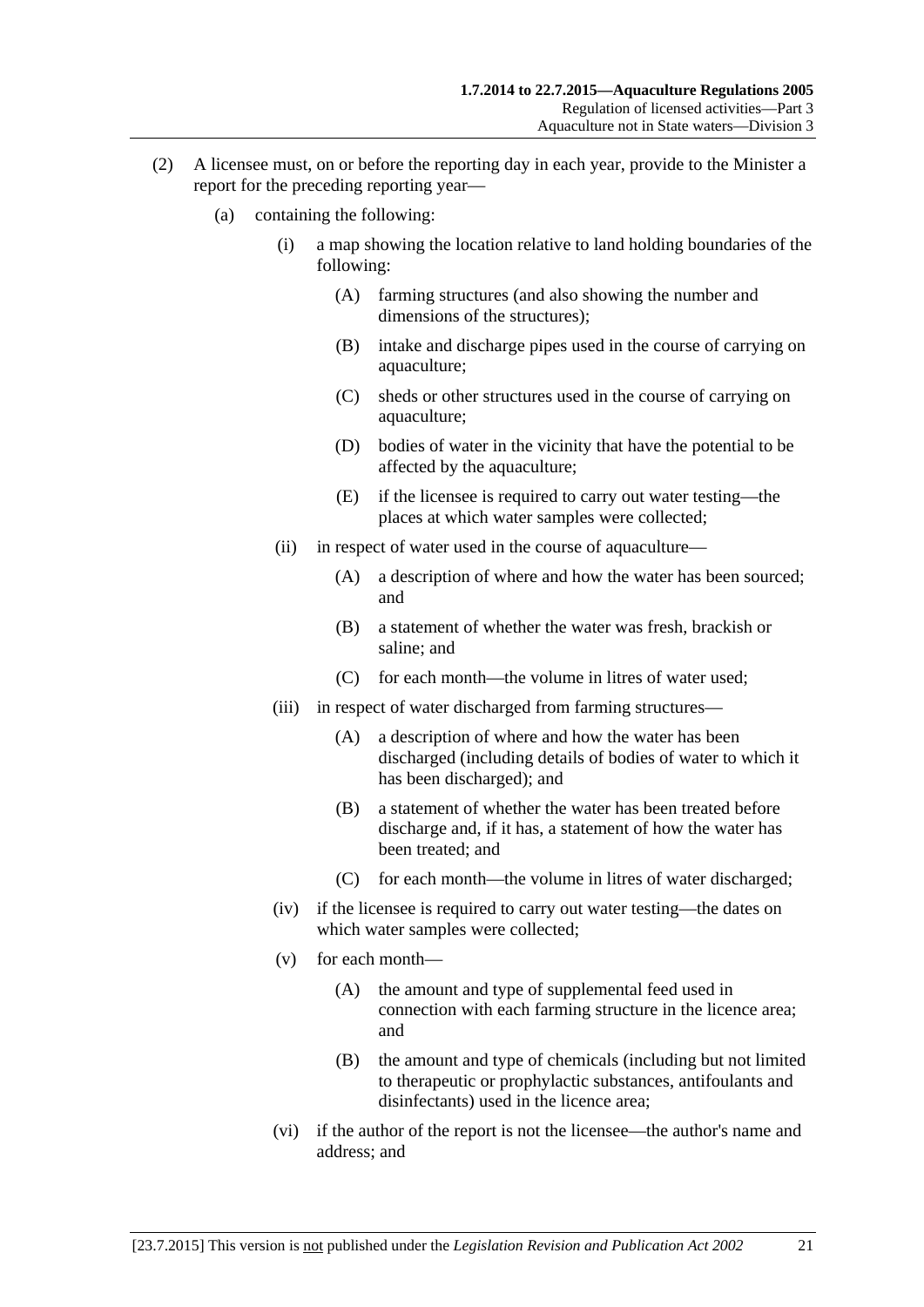(2) A licensee must, on or before the reporting day in each year, provide to the Minister a report for the preceding reporting year—

(a) containing the following:

(i) a map showing the location relative to land holding boundaries of the following:

(A) farming structures (and also showing the number and dimensions of the structures);

(B) intake and discharge pipes used in the course of carrying on aquaculture;

(C) sheds or other structures used in the course of carrying on aquaculture;

(D) bodies of water in the vicinity that have the potential to be affected by the aquaculture;

(E) if the licensee is required to carry out water testing—the places at which water samples were collected;

(ii) in respect of water used in the course of aquaculture—

(A) a description of where and how the water has been sourced; and

(B) a statement of whether the water was fresh, brackish or saline; and

(C) for each month—the volume in litres of water used;

(iii) in respect of water discharged from farming structures—

(A) a description of where and how the water has been discharged (including details of bodies of water to which it has been discharged); and

(B) a statement of whether the water has been treated before discharge and, if it has, a statement of how the water has been treated; and

(C) for each month—the volume in litres of water discharged;

(iv) if the licensee is required to carry out water testing—the dates on which water samples were collected;

(v) for each month—

(A) the amount and type of supplemental feed used in connection with each farming structure in the licence area; and

(B) the amount and type of chemicals (including but not limited to therapeutic or prophylactic substances, antifoulants and disinfectants) used in the licence area;

(vi) if the author of the report is not the licensee—the author's name and address; and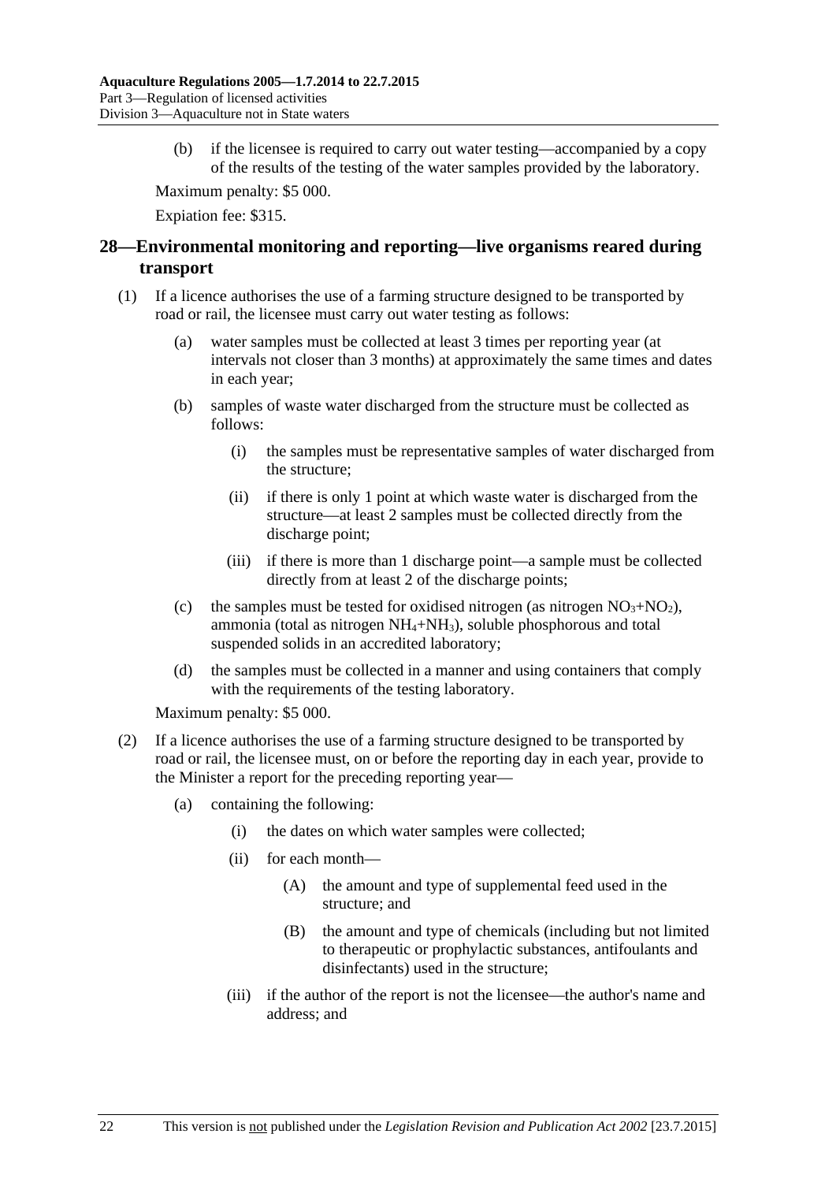(b) if the licensee is required to carry out water testing—accompanied by a copy of the results of the testing of the water samples provided by the laboratory.

Maximum penalty: $5 000.

Expiation fee: $315.

## 28—Environmental monitoring and reporting—live organisms reared during transport

(1) If a licence authorises the use of a farming structure designed to be transported by road or rail, the licensee must carry out water testing as follows:

(a) water samples must be collected at least 3 times per reporting year (at intervals not closer than 3 months) at approximately the same times and dates in each year;

(b) samples of waste water discharged from the structure must be collected as follows:

(i) the samples must be representative samples of water discharged from the structure;

(ii) if there is only 1 point at which waste water is discharged from the structure—at least 2 samples must be collected directly from the discharge point;

(iii) if there is more than 1 discharge point—a sample must be collected directly from at least 2 of the discharge points;

(c) the samples must be tested for oxidised nitrogen (as nitrogen $NO_3$+$NO_2$), ammonia (total as nitrogen $NH_4$+$NH_3$), soluble phosphorous and total suspended solids in an accredited laboratory;

(d) the samples must be collected in a manner and using containers that comply with the requirements of the testing laboratory.

Maximum penalty: $5 000.

(2) If a licence authorises the use of a farming structure designed to be transported by road or rail, the licensee must, on or before the reporting day in each year, provide to the Minister a report for the preceding reporting year—

(a) containing the following:

(i) the dates on which water samples were collected;

(ii) for each month—

(A) the amount and type of supplemental feed used in the structure; and

(B) the amount and type of chemicals (including but not limited to therapeutic or prophylactic substances, antifoulants and disinfectants) used in the structure;

(iii) if the author of the report is not the licensee—the author's name and address; and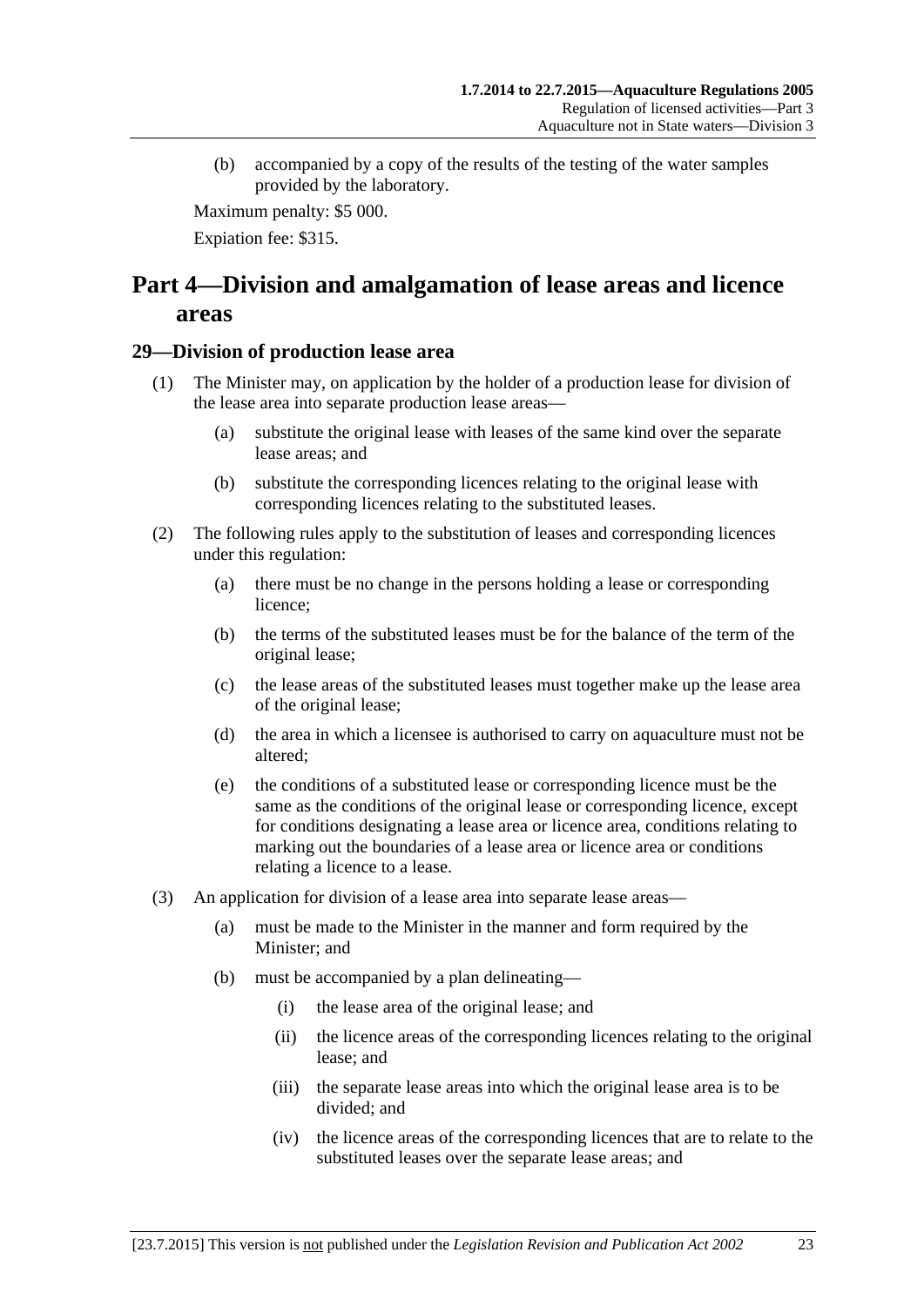(b) accompanied by a copy of the results of the testing of the water samples provided by the laboratory.

Maximum penalty: $5 000.

Expiation fee: $315.

# Part 4—Division and amalgamation of lease areas and licence areas

## 29—Division of production lease area

(1) The Minister may, on application by the holder of a production lease for division of the lease area into separate production lease areas—

(a) substitute the original lease with leases of the same kind over the separate lease areas; and

(b) substitute the corresponding licences relating to the original lease with corresponding licences relating to the substituted leases.

(2) The following rules apply to the substitution of leases and corresponding licences under this regulation:

(a) there must be no change in the persons holding a lease or corresponding licence;

(b) the terms of the substituted leases must be for the balance of the term of the original lease;

(c) the lease areas of the substituted leases must together make up the lease area of the original lease;

(d) the area in which a licensee is authorised to carry on aquaculture must not be altered;

(e) the conditions of a substituted lease or corresponding licence must be the same as the conditions of the original lease or corresponding licence, except for conditions designating a lease area or licence area, conditions relating to marking out the boundaries of a lease area or licence area or conditions relating a licence to a lease.

(3) An application for division of a lease area into separate lease areas—

(a) must be made to the Minister in the manner and form required by the Minister; and

(b) must be accompanied by a plan delineating—

(i) the lease area of the original lease; and

(ii) the licence areas of the corresponding licences relating to the original lease; and

(iii) the separate lease areas into which the original lease area is to be divided; and

(iv) the licence areas of the corresponding licences that are to relate to the substituted leases over the separate lease areas; and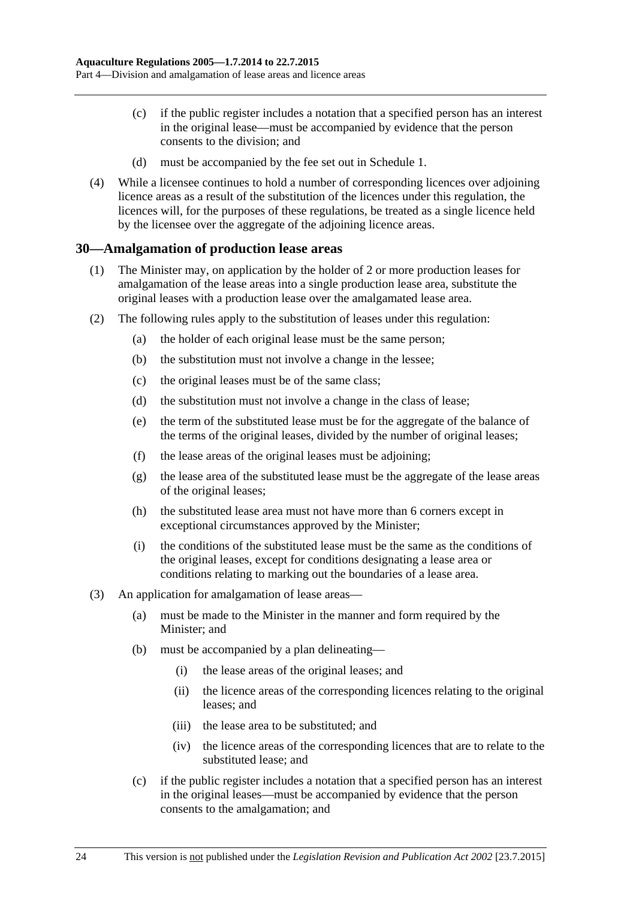(c) if the public register includes a notation that a specified person has an interest in the original lease—must be accompanied by evidence that the person consents to the division; and

(d) must be accompanied by the fee set out in Schedule 1.

(4) While a licensee continues to hold a number of corresponding licences over adjoining licence areas as a result of the substitution of the licences under this regulation, the licences will, for the purposes of these regulations, be treated as a single licence held by the licensee over the aggregate of the adjoining licence areas.

## 30—Amalgamation of production lease areas

(1) The Minister may, on application by the holder of 2 or more production leases for amalgamation of the lease areas into a single production lease area, substitute the original leases with a production lease over the amalgamated lease area.

(2) The following rules apply to the substitution of leases under this regulation:

(a) the holder of each original lease must be the same person;

(b) the substitution must not involve a change in the lessee;

(c) the original leases must be of the same class;

(d) the substitution must not involve a change in the class of lease;

(e) the term of the substituted lease must be for the aggregate of the balance of the terms of the original leases, divided by the number of original leases;

(f) the lease areas of the original leases must be adjoining;

(g) the lease area of the substituted lease must be the aggregate of the lease areas of the original leases;

(h) the substituted lease area must not have more than 6 corners except in exceptional circumstances approved by the Minister;

(i) the conditions of the substituted lease must be the same as the conditions of the original leases, except for conditions designating a lease area or conditions relating to marking out the boundaries of a lease area.

(3) An application for amalgamation of lease areas—

(a) must be made to the Minister in the manner and form required by the Minister; and

(b) must be accompanied by a plan delineating—

(i) the lease areas of the original leases; and

(ii) the licence areas of the corresponding licences relating to the original leases; and

(iii) the lease area to be substituted; and

(iv) the licence areas of the corresponding licences that are to relate to the substituted lease; and

(c) if the public register includes a notation that a specified person has an interest in the original leases—must be accompanied by evidence that the person consents to the amalgamation; and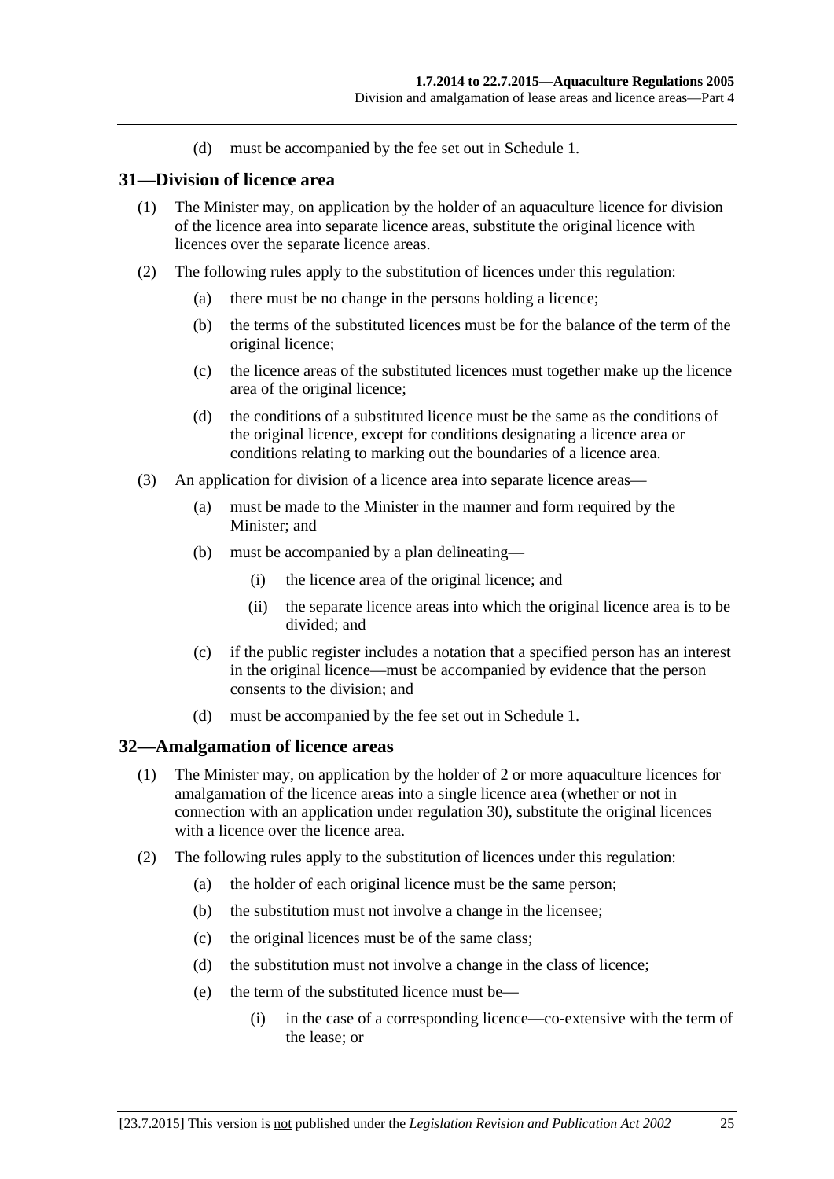(d) must be accompanied by the fee set out in Schedule 1.

## 31—Division of licence area

(1) The Minister may, on application by the holder of an aquaculture licence for division of the licence area into separate licence areas, substitute the original licence with licences over the separate licence areas.

(2) The following rules apply to the substitution of licences under this regulation:

(a) there must be no change in the persons holding a licence;

(b) the terms of the substituted licences must be for the balance of the term of the original licence;

(c) the licence areas of the substituted licences must together make up the licence area of the original licence;

(d) the conditions of a substituted licence must be the same as the conditions of the original licence, except for conditions designating a licence area or conditions relating to marking out the boundaries of a licence area.

(3) An application for division of a licence area into separate licence areas—

(a) must be made to the Minister in the manner and form required by the Minister; and

(b) must be accompanied by a plan delineating—

(i) the licence area of the original licence; and

(ii) the separate licence areas into which the original licence area is to be divided; and

(c) if the public register includes a notation that a specified person has an interest in the original licence—must be accompanied by evidence that the person consents to the division; and

(d) must be accompanied by the fee set out in Schedule 1.

## 32—Amalgamation of licence areas

(1) The Minister may, on application by the holder of 2 or more aquaculture licences for amalgamation of the licence areas into a single licence area (whether or not in connection with an application under regulation 30), substitute the original licences with a licence over the licence area.

(2) The following rules apply to the substitution of licences under this regulation:

(a) the holder of each original licence must be the same person;

(b) the substitution must not involve a change in the licensee;

(c) the original licences must be of the same class;

(d) the substitution must not involve a change in the class of licence;

(e) the term of the substituted licence must be—

(i) in the case of a corresponding licence—co-extensive with the term of the lease; or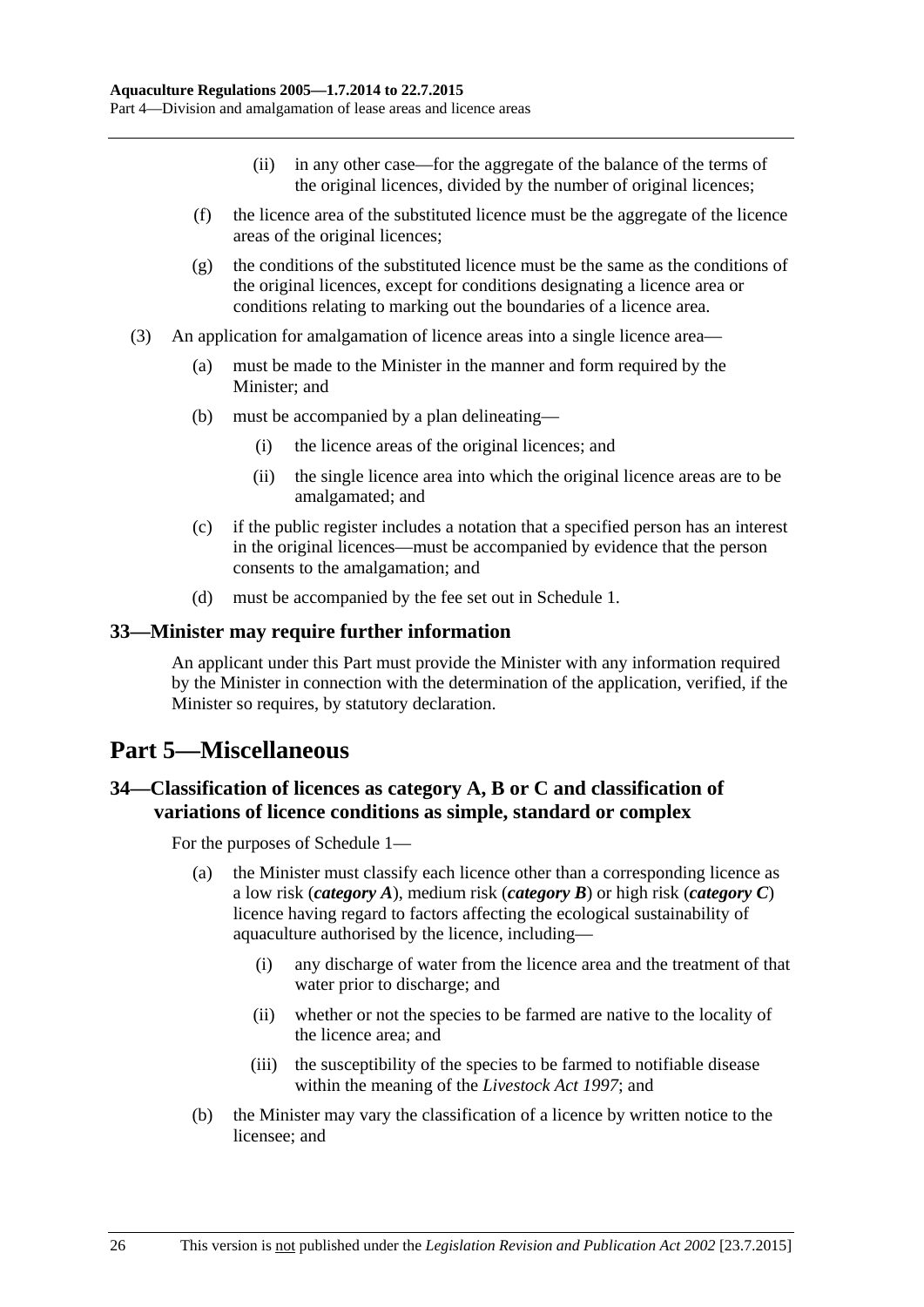(ii) in any other case—for the aggregate of the balance of the terms of the original licences, divided by the number of original licences;

(f) the licence area of the substituted licence must be the aggregate of the licence areas of the original licences;

(g) the conditions of the substituted licence must be the same as the conditions of the original licences, except for conditions designating a licence area or conditions relating to marking out the boundaries of a licence area.

(3) An application for amalgamation of licence areas into a single licence area—

(a) must be made to the Minister in the manner and form required by the Minister; and

(b) must be accompanied by a plan delineating—

(i) the licence areas of the original licences; and

(ii) the single licence area into which the original licence areas are to be amalgamated; and

(c) if the public register includes a notation that a specified person has an interest in the original licences—must be accompanied by evidence that the person consents to the amalgamation; and

(d) must be accompanied by the fee set out in Schedule 1.

### 33—Minister may require further information

An applicant under this Part must provide the Minister with any information required by the Minister in connection with the determination of the application, verified, if the Minister so requires, by statutory declaration.

## Part 5—Miscellaneous

### 34—Classification of licences as category A, B or C and classification of variations of licence conditions as simple, standard or complex

For the purposes of Schedule 1—

(a) the Minister must classify each licence other than a corresponding licence as a low risk (***category A***), medium risk (***category B***) or high risk (***category C***) licence having regard to factors affecting the ecological sustainability of aquaculture authorised by the licence, including—

(i) any discharge of water from the licence area and the treatment of that water prior to discharge; and

(ii) whether or not the species to be farmed are native to the locality of the licence area; and

(iii) the susceptibility of the species to be farmed to notifiable disease within the meaning of the *Livestock Act 1997*; and

(b) the Minister may vary the classification of a licence by written notice to the licensee; and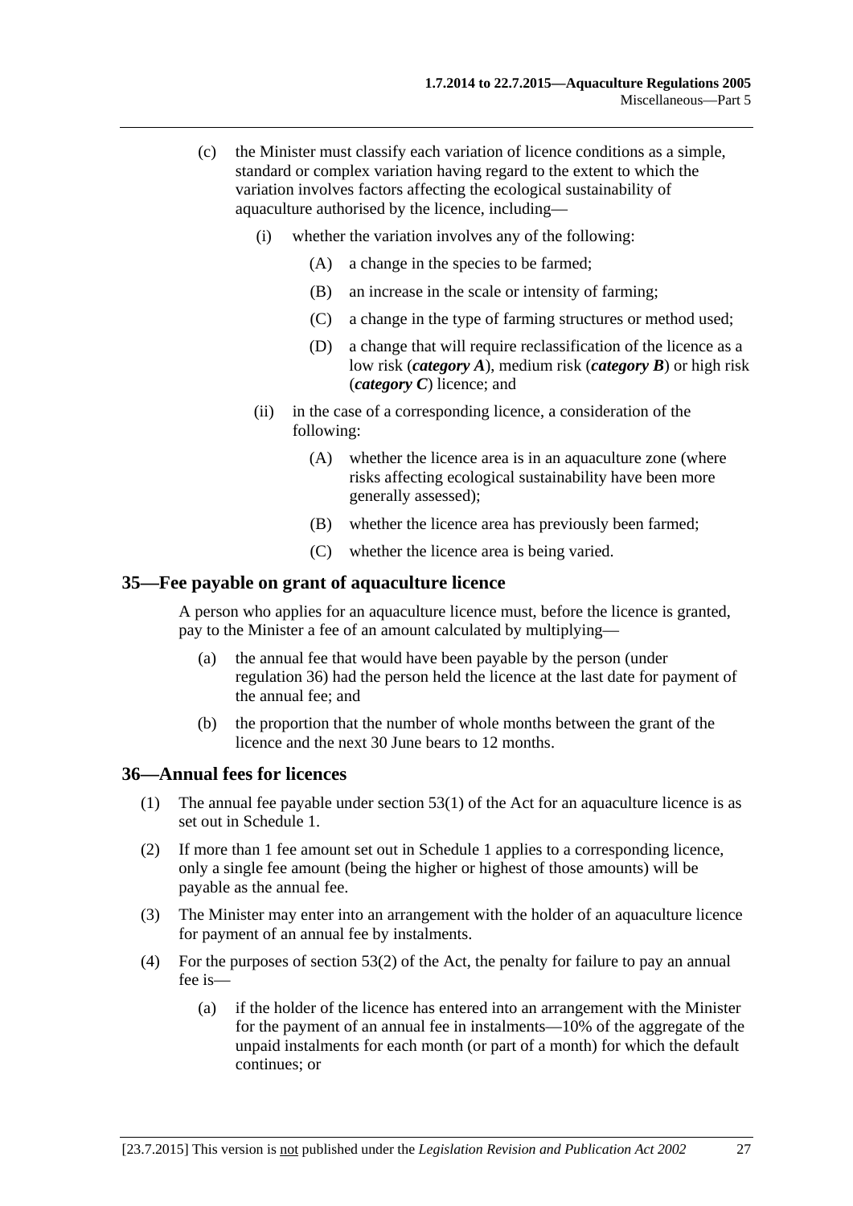(c) the Minister must classify each variation of licence conditions as a simple, standard or complex variation having regard to the extent to which the variation involves factors affecting the ecological sustainability of aquaculture authorised by the licence, including—

  (i) whether the variation involves any of the following:

    (A) a change in the species to be farmed;

    (B) an increase in the scale or intensity of farming;

    (C) a change in the type of farming structures or method used;

    (D) a change that will require reclassification of the licence as a low risk (***category A***), medium risk (***category B***) or high risk (***category C***) licence; and

  (ii) in the case of a corresponding licence, a consideration of the following:

    (A) whether the licence area is in an aquaculture zone (where risks affecting ecological sustainability have been more generally assessed);

    (B) whether the licence area has previously been farmed;

    (C) whether the licence area is being varied.

## 35—Fee payable on grant of aquaculture licence

A person who applies for an aquaculture licence must, before the licence is granted, pay to the Minister a fee of an amount calculated by multiplying—

(a) the annual fee that would have been payable by the person (under regulation 36) had the person held the licence at the last date for payment of the annual fee; and

(b) the proportion that the number of whole months between the grant of the licence and the next 30 June bears to 12 months.

## 36—Annual fees for licences

(1) The annual fee payable under section 53(1) of the Act for an aquaculture licence is as set out in Schedule 1.

(2) If more than 1 fee amount set out in Schedule 1 applies to a corresponding licence, only a single fee amount (being the higher or highest of those amounts) will be payable as the annual fee.

(3) The Minister may enter into an arrangement with the holder of an aquaculture licence for payment of an annual fee by instalments.

(4) For the purposes of section 53(2) of the Act, the penalty for failure to pay an annual fee is—

  (a) if the holder of the licence has entered into an arrangement with the Minister for the payment of an annual fee in instalments—10% of the aggregate of the unpaid instalments for each month (or part of a month) for which the default continues; or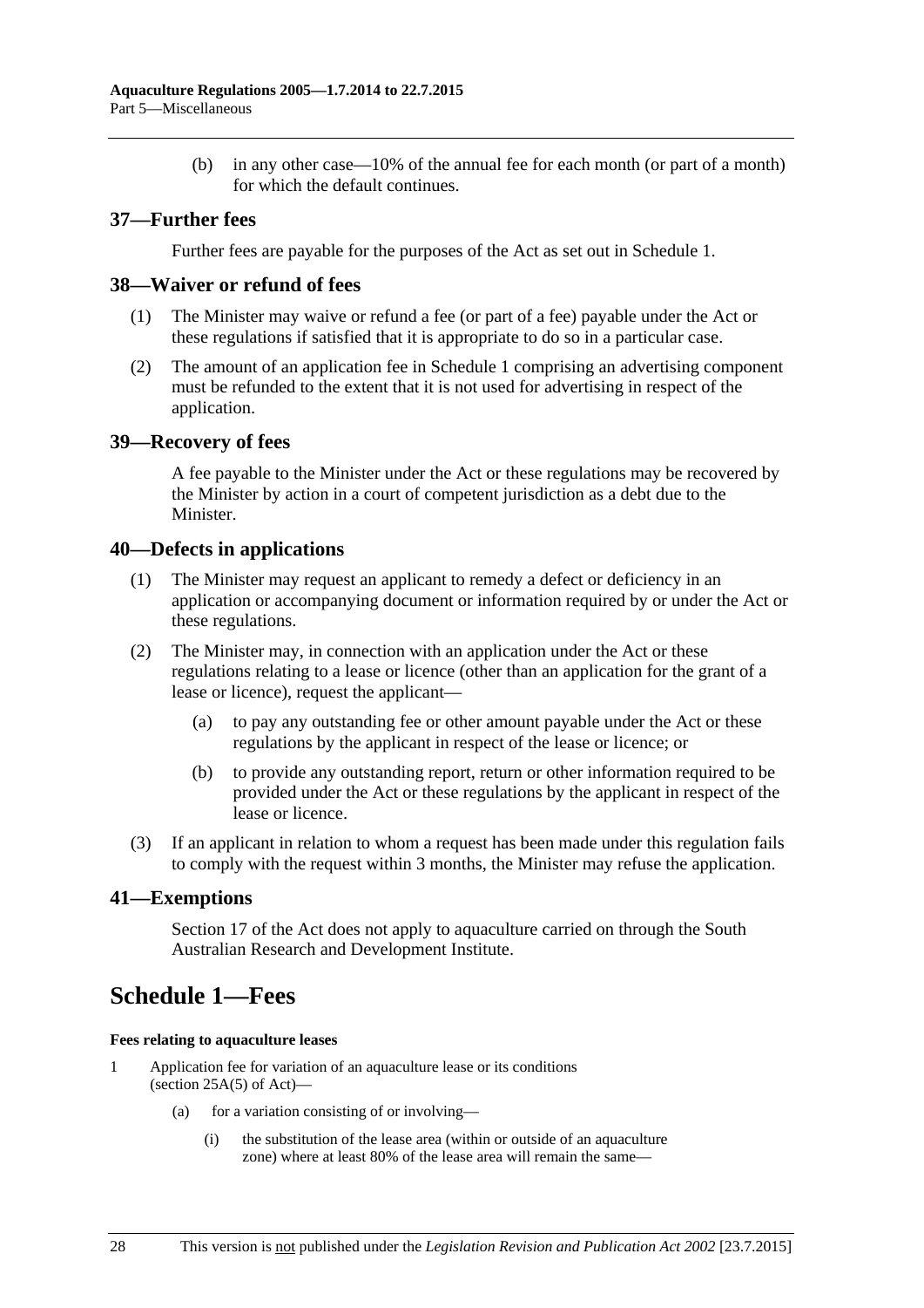(b) in any other case—10% of the annual fee for each month (or part of a month) for which the default continues.

## 37—Further fees

Further fees are payable for the purposes of the Act as set out in Schedule 1.

## 38—Waiver or refund of fees

(1) The Minister may waive or refund a fee (or part of a fee) payable under the Act or these regulations if satisfied that it is appropriate to do so in a particular case.

(2) The amount of an application fee in Schedule 1 comprising an advertising component must be refunded to the extent that it is not used for advertising in respect of the application.

## 39—Recovery of fees

A fee payable to the Minister under the Act or these regulations may be recovered by the Minister by action in a court of competent jurisdiction as a debt due to the Minister.

## 40—Defects in applications

(1) The Minister may request an applicant to remedy a defect or deficiency in an application or accompanying document or information required by or under the Act or these regulations.

(2) The Minister may, in connection with an application under the Act or these regulations relating to a lease or licence (other than an application for the grant of a lease or licence), request the applicant—

(a) to pay any outstanding fee or other amount payable under the Act or these regulations by the applicant in respect of the lease or licence; or

(b) to provide any outstanding report, return or other information required to be provided under the Act or these regulations by the applicant in respect of the lease or licence.

(3) If an applicant in relation to whom a request has been made under this regulation fails to comply with the request within 3 months, the Minister may refuse the application.

## 41—Exemptions

Section 17 of the Act does not apply to aquaculture carried on through the South Australian Research and Development Institute.

# Schedule 1—Fees

**Fees relating to aquaculture leases**

1 Application fee for variation of an aquaculture lease or its conditions (section 25A(5) of Act)—

(a) for a variation consisting of or involving—

(i) the substitution of the lease area (within or outside of an aquaculture zone) where at least 80% of the lease area will remain the same—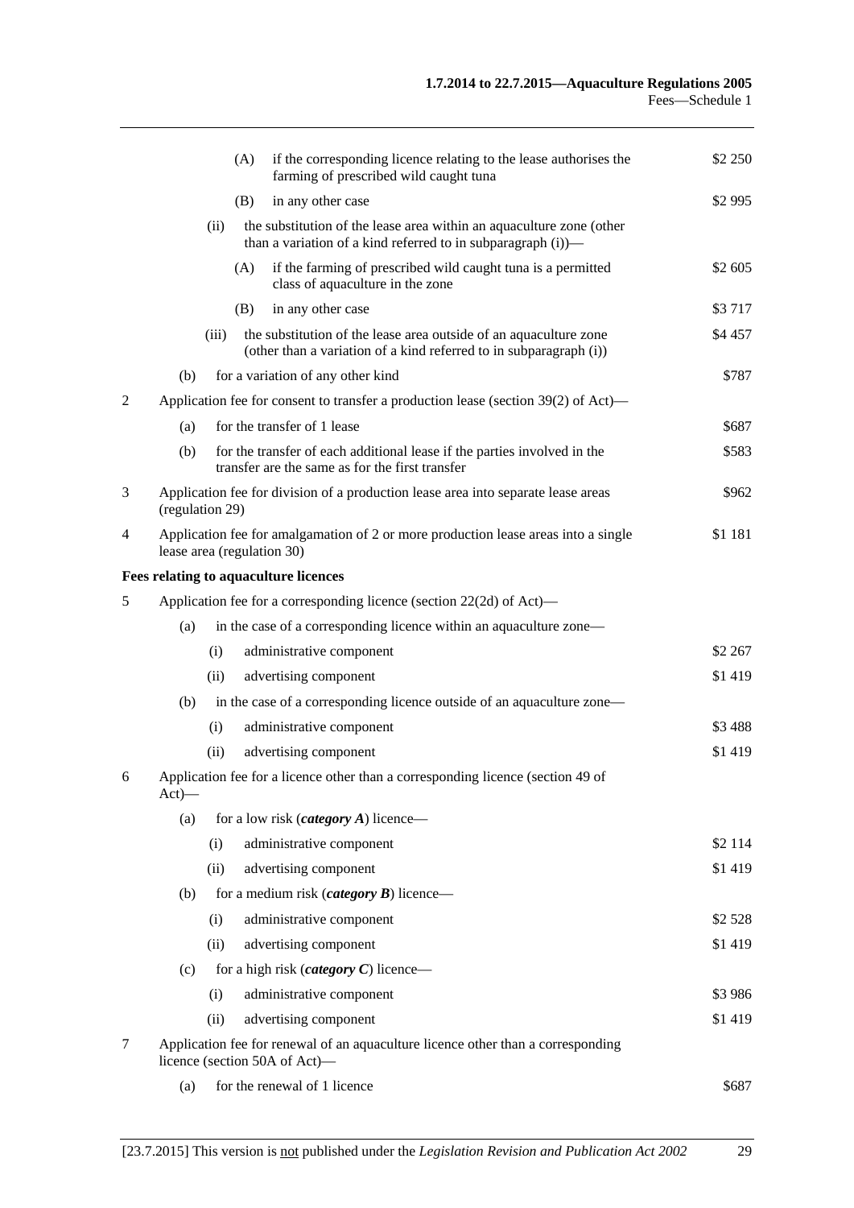| | | | |
|---|---|---|---|
| | (A) | if the corresponding licence relating to the lease authorises the farming of prescribed wild caught tuna | $2 250 |
| | (B) | in any other case | $2 995 |
| | (ii) | the substitution of the lease area within an aquaculture zone (other than a variation of a kind referred to in subparagraph (i))— | |
| | (A) | if the farming of prescribed wild caught tuna is a permitted class of aquaculture in the zone | $2 605 |
| | (B) | in any other case | $3 717 |
| | (iii) | the substitution of the lease area outside of an aquaculture zone (other than a variation of a kind referred to in subparagraph (i)) | $4 457 |
| | (b) | for a variation of any other kind | $787 |
| 2 | | Application fee for consent to transfer a production lease (section 39(2) of Act)— | |
| | (a) | for the transfer of 1 lease | $687 |
| | (b) | for the transfer of each additional lease if the parties involved in the transfer are the same as for the first transfer | $583 |
| 3 | | Application fee for division of a production lease area into separate lease areas (regulation 29) | $962 |
| 4 | | Application fee for amalgamation of 2 or more production lease areas into a single lease area (regulation 30) | $1 181 |
| | | **Fees relating to aquaculture licences** | |
| 5 | | Application fee for a corresponding licence (section 22(2d) of Act)— | |
| | (a) | in the case of a corresponding licence within an aquaculture zone— | |
| | (i) | administrative component | $2 267 |
| | (ii) | advertising component | $1 419 |
| | (b) | in the case of a corresponding licence outside of an aquaculture zone— | |
| | (i) | administrative component | $3 488 |
| | (ii) | advertising component | $1 419 |
| 6 | | Application fee for a licence other than a corresponding licence (section 49 of Act)— | |
| | (a) | for a low risk (***category A***) licence— | |
| | (i) | administrative component | $2 114 |
| | (ii) | advertising component | $1 419 |
| | (b) | for a medium risk (***category B***) licence— | |
| | (i) | administrative component | $2 528 |
| | (ii) | advertising component | $1 419 |
| | (c) | for a high risk (***category C***) licence— | |
| | (i) | administrative component | $3 986 |
| | (ii) | advertising component | $1 419 |
| 7 | | Application fee for renewal of an aquaculture licence other than a corresponding licence (section 50A of Act)— | |
| | (a) | for the renewal of 1 licence | $687 |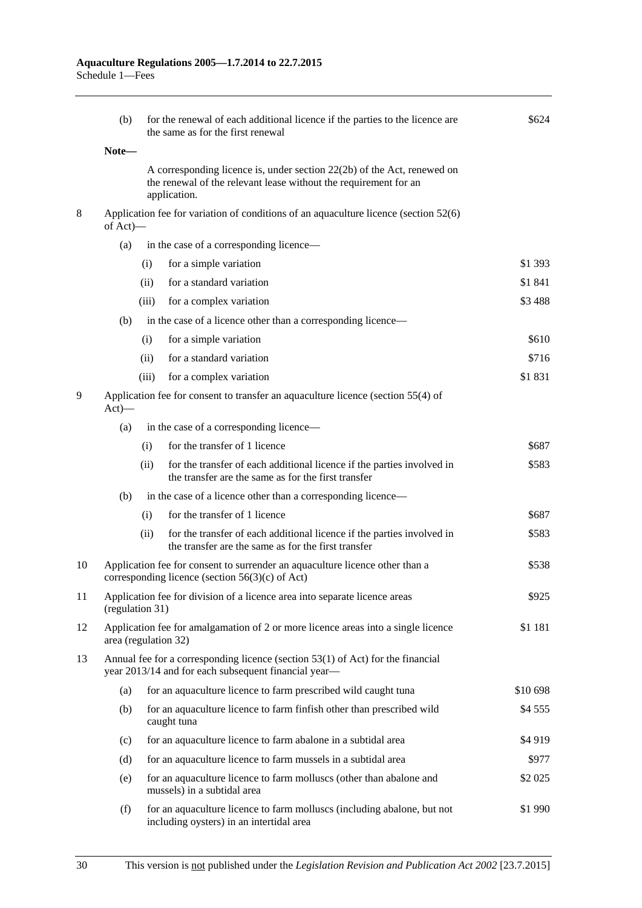| | | | |
|---|---|---|---|
| | (b) | for the renewal of each additional licence if the parties to the licence are the same as for the first renewal | $624 |
| | **Note—** | | |
| | | A corresponding licence is, under section 22(2b) of the Act, renewed on the renewal of the relevant lease without the requirement for an application. | |
| 8 | Application fee for variation of conditions of an aquaculture licence (section 52(6) of Act)— | | |
| | (a) | in the case of a corresponding licence— | |
| | | (i) for a simple variation | $1 393 |
| | | (ii) for a standard variation | $1 841 |
| | | (iii) for a complex variation | $3 488 |
| | (b) | in the case of a licence other than a corresponding licence— | |
| | | (i) for a simple variation | $610 |
| | | (ii) for a standard variation | $716 |
| | | (iii) for a complex variation | $1 831 |
| 9 | Application fee for consent to transfer an aquaculture licence (section 55(4) of Act)— | | |
| | (a) | in the case of a corresponding licence— | |
| | | (i) for the transfer of 1 licence | $687 |
| | | (ii) for the transfer of each additional licence if the parties involved in the transfer are the same as for the first transfer | $583 |
| | (b) | in the case of a licence other than a corresponding licence— | |
| | | (i) for the transfer of 1 licence | $687 |
| | | (ii) for the transfer of each additional licence if the parties involved in the transfer are the same as for the first transfer | $583 |
| 10 | Application fee for consent to surrender an aquaculture licence other than a corresponding licence (section 56(3)(c) of Act) | | $538 |
| 11 | Application fee for division of a licence area into separate licence areas (regulation 31) | | $925 |
| 12 | Application fee for amalgamation of 2 or more licence areas into a single licence area (regulation 32) | | $1 181 |
| 13 | Annual fee for a corresponding licence (section 53(1) of Act) for the financial year 2013/14 and for each subsequent financial year— | | |
| | (a) | for an aquaculture licence to farm prescribed wild caught tuna | $10 698 |
| | (b) | for an aquaculture licence to farm finfish other than prescribed wild caught tuna | $4 555 |
| | (c) | for an aquaculture licence to farm abalone in a subtidal area | $4 919 |
| | (d) | for an aquaculture licence to farm mussels in a subtidal area | $977 |
| | (e) | for an aquaculture licence to farm molluscs (other than abalone and mussels) in a subtidal area | $2 025 |
| | (f) | for an aquaculture licence to farm molluscs (including abalone, but not including oysters) in an intertidal area | $1 990 |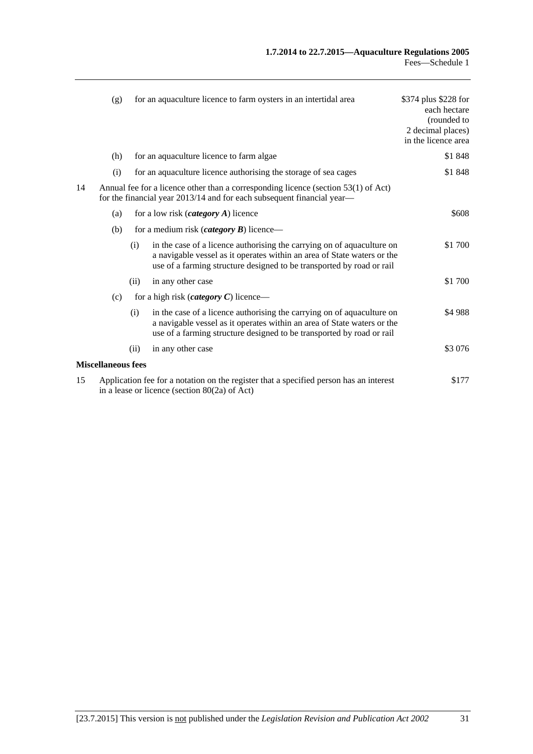| | | | | |
|---|---|---|---|---|
| | (g) | | for an aquaculture licence to farm oysters in an intertidal area | $374 plus $228 for each hectare (rounded to 2 decimal places) in the licence area |
| | (h) | | for an aquaculture licence to farm algae | $1 848 |
| | (i) | | for an aquaculture licence authorising the storage of sea cages | $1 848 |
| 14 | Annual fee for a licence other than a corresponding licence (section 53(1) of Act) for the financial year 2013/14 and for each subsequent financial year— | | | |
| | (a) | | for a low risk (***category A***) licence | $608 |
| | (b) | | for a medium risk (***category B***) licence— | |
| | | (i) | in the case of a licence authorising the carrying on of aquaculture on a navigable vessel as it operates within an area of State waters or the use of a farming structure designed to be transported by road or rail | $1 700 |
| | | (ii) | in any other case | $1 700 |
| | (c) | | for a high risk (***category C***) licence— | |
| | | (i) | in the case of a licence authorising the carrying on of aquaculture on a navigable vessel as it operates within an area of State waters or the use of a farming structure designed to be transported by road or rail | $4 988 |
| | | (ii) | in any other case | $3 076 |
| **Miscellaneous fees** | | | | |
| 15 | Application fee for a notation on the register that a specified person has an interest in a lease or licence (section 80(2a) of Act) | | | $177 |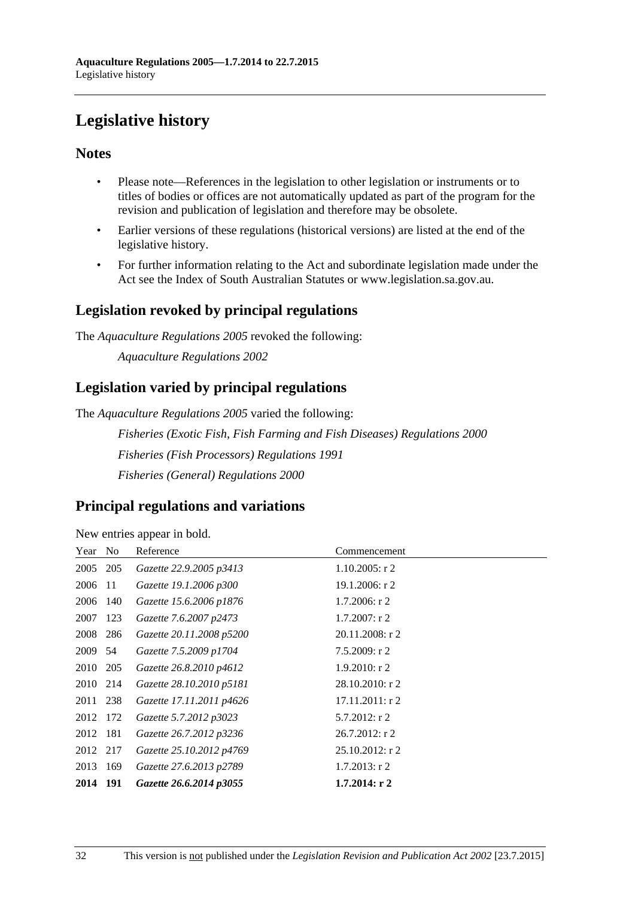# Legislative history

## Notes

- Please note—References in the legislation to other legislation or instruments or to titles of bodies or offices are not automatically updated as part of the program for the revision and publication of legislation and therefore may be obsolete.
- Earlier versions of these regulations (historical versions) are listed at the end of the legislative history.
- For further information relating to the Act and subordinate legislation made under the Act see the Index of South Australian Statutes or www.legislation.sa.gov.au.

## Legislation revoked by principal regulations

The *Aquaculture Regulations 2005* revoked the following:

*Aquaculture Regulations 2002*

## Legislation varied by principal regulations

The *Aquaculture Regulations 2005* varied the following:

*Fisheries (Exotic Fish, Fish Farming and Fish Diseases) Regulations 2000*

*Fisheries (Fish Processors) Regulations 1991*

*Fisheries (General) Regulations 2000*

## Principal regulations and variations

New entries appear in bold.

| Year | No | Reference | Commencement |
|---|---|---|---|
| 2005 | 205 | *Gazette 22.9.2005 p3413* | 1.10.2005: r 2 |
| 2006 | 11 | *Gazette 19.1.2006 p300* | 19.1.2006: r 2 |
| 2006 | 140 | *Gazette 15.6.2006 p1876* | 1.7.2006: r 2 |
| 2007 | 123 | *Gazette 7.6.2007 p2473* | 1.7.2007: r 2 |
| 2008 | 286 | *Gazette 20.11.2008 p5200* | 20.11.2008: r 2 |
| 2009 | 54 | *Gazette 7.5.2009 p1704* | 7.5.2009: r 2 |
| 2010 | 205 | *Gazette 26.8.2010 p4612* | 1.9.2010: r 2 |
| 2010 | 214 | *Gazette 28.10.2010 p5181* | 28.10.2010: r 2 |
| 2011 | 238 | *Gazette 17.11.2011 p4626* | 17.11.2011: r 2 |
| 2012 | 172 | *Gazette 5.7.2012 p3023* | 5.7.2012: r 2 |
| 2012 | 181 | *Gazette 26.7.2012 p3236* | 26.7.2012: r 2 |
| 2012 | 217 | *Gazette 25.10.2012 p4769* | 25.10.2012: r 2 |
| 2013 | 169 | *Gazette 27.6.2013 p2789* | 1.7.2013: r 2 |
| **2014** | **191** | ***Gazette 26.6.2014 p3055*** | **1.7.2014: r 2** |

This version is not published under the *Legislation Revision and Publication Act 2002* [23.7.2015]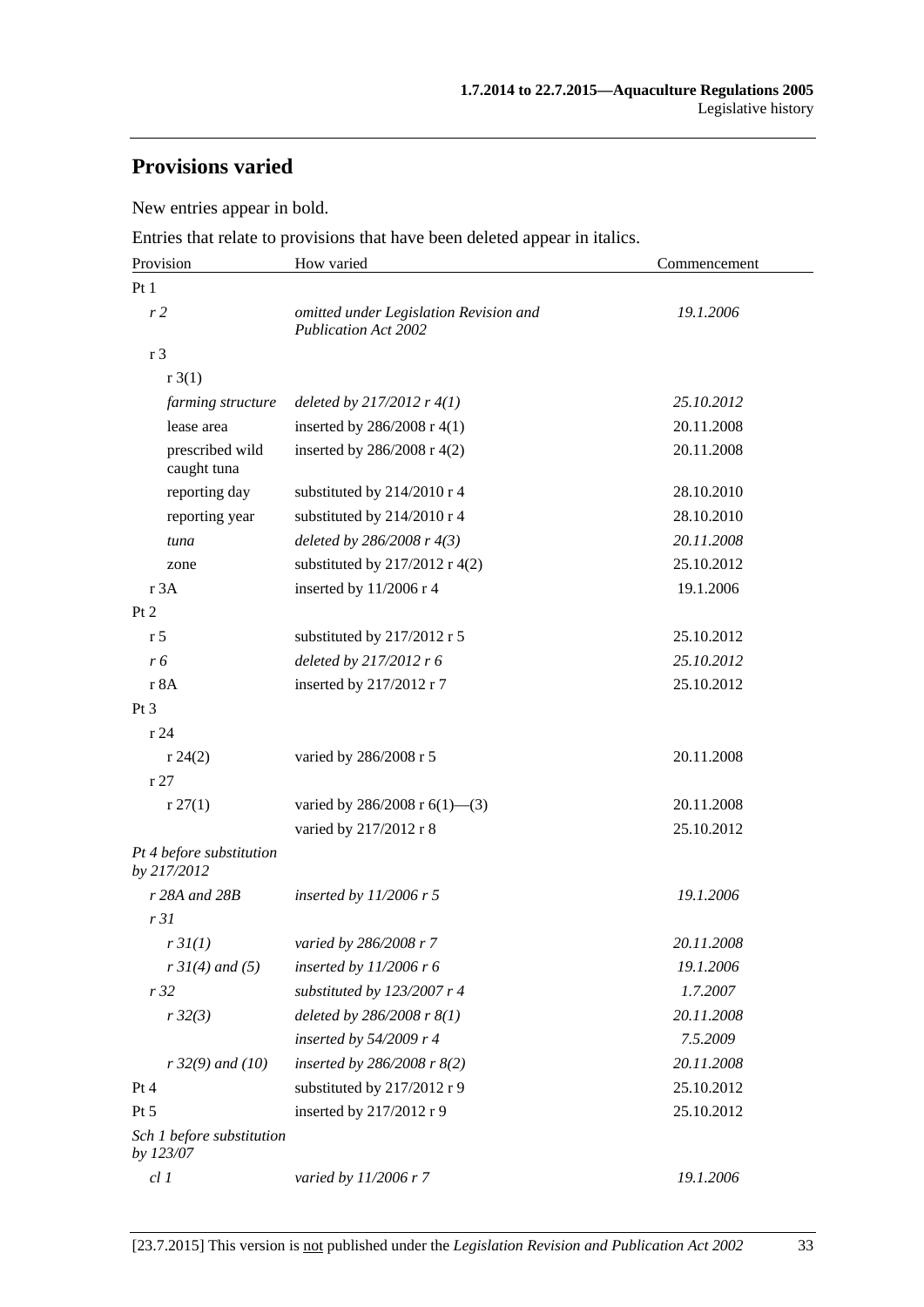## Provisions varied

New entries appear in bold.

Entries that relate to provisions that have been deleted appear in italics.

| Provision | How varied | Commencement |
|---|---|---|
| Pt 1 | | |
| *r 2* | *omitted under Legislation Revision and Publication Act 2002* | *19.1.2006* |
| r 3 | | |
| r 3(1) | | |
| *farming structure* | *deleted by 217/2012 r 4(1)* | *25.10.2012* |
| lease area | inserted by 286/2008 r 4(1) | 20.11.2008 |
| prescribed wild caught tuna | inserted by 286/2008 r 4(2) | 20.11.2008 |
| reporting day | substituted by 214/2010 r 4 | 28.10.2010 |
| reporting year | substituted by 214/2010 r 4 | 28.10.2010 |
| *tuna* | *deleted by 286/2008 r 4(3)* | *20.11.2008* |
| zone | substituted by 217/2012 r 4(2) | 25.10.2012 |
| r 3A | inserted by 11/2006 r 4 | 19.1.2006 |
| Pt 2 | | |
| r 5 | substituted by 217/2012 r 5 | 25.10.2012 |
| *r 6* | *deleted by 217/2012 r 6* | *25.10.2012* |
| r 8A | inserted by 217/2012 r 7 | 25.10.2012 |
| Pt 3 | | |
| r 24 | | |
| r 24(2) | varied by 286/2008 r 5 | 20.11.2008 |
| r 27 | | |
| r 27(1) | varied by 286/2008 r 6(1)—(3) | 20.11.2008 |
| | varied by 217/2012 r 8 | 25.10.2012 |
| *Pt 4 before substitution by 217/2012* | | |
| *r 28A and 28B* | *inserted by 11/2006 r 5* | *19.1.2006* |
| *r 31* | | |
| *r 31(1)* | *varied by 286/2008 r 7* | *20.11.2008* |
| *r 31(4) and (5)* | *inserted by 11/2006 r 6* | *19.1.2006* |
| *r 32* | *substituted by 123/2007 r 4* | *1.7.2007* |
| *r 32(3)* | *deleted by 286/2008 r 8(1)* | *20.11.2008* |
| | *inserted by 54/2009 r 4* | *7.5.2009* |
| *r 32(9) and (10)* | *inserted by 286/2008 r 8(2)* | *20.11.2008* |
| Pt 4 | substituted by 217/2012 r 9 | 25.10.2012 |
| Pt 5 | inserted by 217/2012 r 9 | 25.10.2012 |
| *Sch 1 before substitution by 123/07* | | |
| *cl 1* | *varied by 11/2006 r 7* | *19.1.2006* |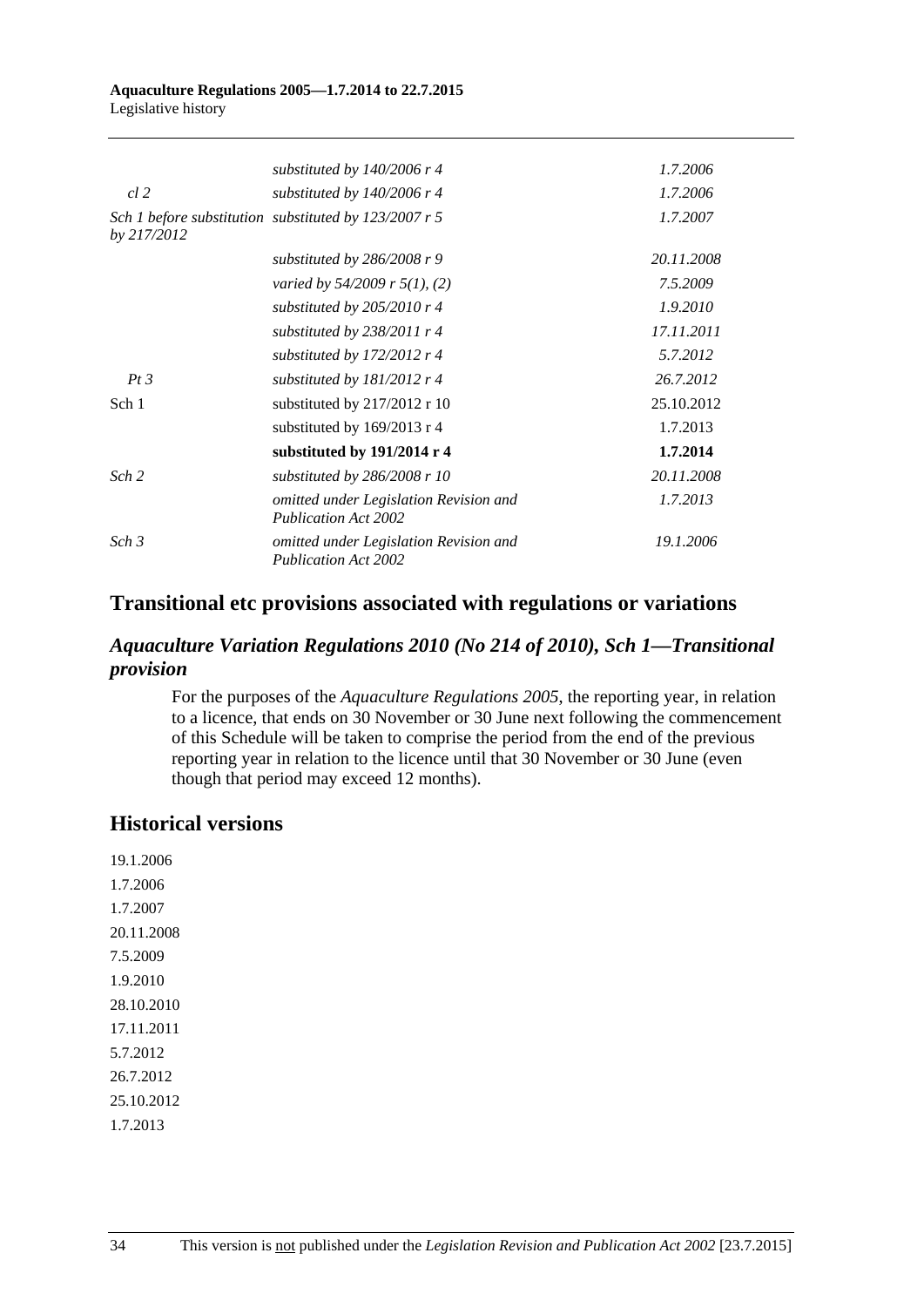| | | |
|---|---|---|
| | *substituted by 140/2006 r 4* | *1.7.2006* |
| *cl 2* | *substituted by 140/2006 r 4* | *1.7.2006* |
| *Sch 1 before substitution by 217/2012* | *substituted by 123/2007 r 5* | *1.7.2007* |
| | *substituted by 286/2008 r 9* | *20.11.2008* |
| | *varied by 54/2009 r 5(1), (2)* | *7.5.2009* |
| | *substituted by 205/2010 r 4* | *1.9.2010* |
| | *substituted by 238/2011 r 4* | *17.11.2011* |
| | *substituted by 172/2012 r 4* | *5.7.2012* |
| *Pt 3* | *substituted by 181/2012 r 4* | *26.7.2012* |
| Sch 1 | substituted by 217/2012 r 10 | 25.10.2012 |
| | substituted by 169/2013 r 4 | 1.7.2013 |
| | **substituted by 191/2014 r 4** | **1.7.2014** |
| *Sch 2* | *substituted by 286/2008 r 10* | *20.11.2008* |
| | *omitted under Legislation Revision and Publication Act 2002* | *1.7.2013* |
| *Sch 3* | *omitted under Legislation Revision and Publication Act 2002* | *19.1.2006* |

## Transitional etc provisions associated with regulations or variations

### *Aquaculture Variation Regulations 2010 (No 214 of 2010), Sch 1—Transitional provision*

For the purposes of the *Aquaculture Regulations 2005*, the reporting year, in relation to a licence, that ends on 30 November or 30 June next following the commencement of this Schedule will be taken to comprise the period from the end of the previous reporting year in relation to the licence until that 30 November or 30 June (even though that period may exceed 12 months).

## Historical versions

19.1.2006
1.7.2006
1.7.2007
20.11.2008
7.5.2009
1.9.2010
28.10.2010
17.11.2011
5.7.2012
26.7.2012
25.10.2012
1.7.2013